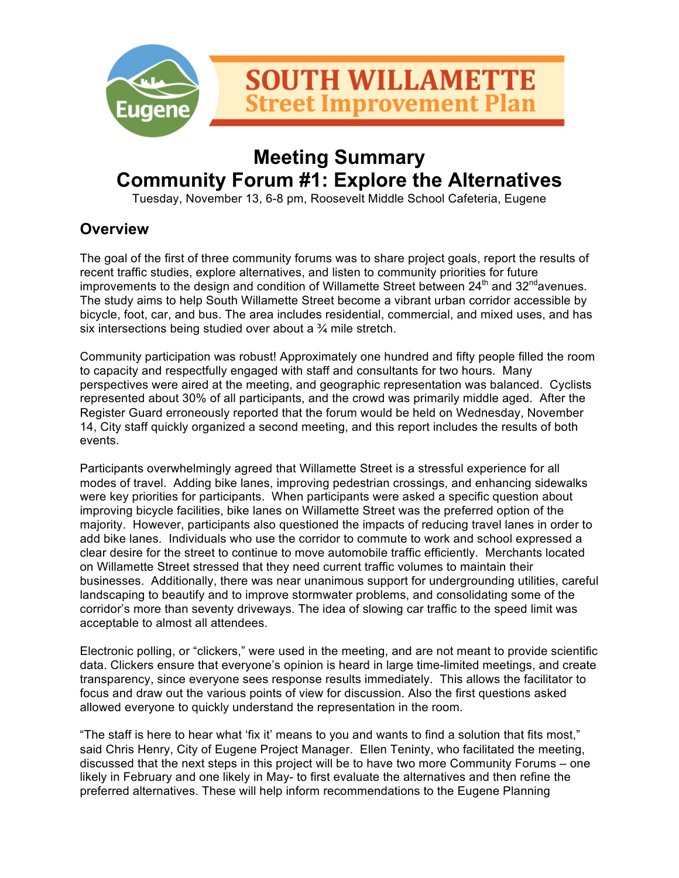Eugene

SOUTH WILLAMETTE
Street Improvement Plan

# Meeting Summary
# Community Forum #1: Explore the Alternatives

Tuesday, November 13, 6-8 pm, Roosevelt Middle School Cafeteria, Eugene

## Overview

The goal of the first of three community forums was to share project goals, report the results of recent traffic studies, explore alternatives, and listen to community priorities for future improvements to the design and condition of Willamette Street between 24th and 32nd avenues. The study aims to help South Willamette Street become a vibrant urban corridor accessible by bicycle, foot, car, and bus. The area includes residential, commercial, and mixed uses, and has six intersections being studied over about a ¾ mile stretch.

Community participation was robust! Approximately one hundred and fifty people filled the room to capacity and respectfully engaged with staff and consultants for two hours. Many perspectives were aired at the meeting, and geographic representation was balanced. Cyclists represented about 30% of all participants, and the crowd was primarily middle aged. After the Register Guard erroneously reported that the forum would be held on Wednesday, November 14, City staff quickly organized a second meeting, and this report includes the results of both events.

Participants overwhelmingly agreed that Willamette Street is a stressful experience for all modes of travel. Adding bike lanes, improving pedestrian crossings, and enhancing sidewalks were key priorities for participants. When participants were asked a specific question about improving bicycle facilities, bike lanes on Willamette Street was the preferred option of the majority. However, participants also questioned the impacts of reducing travel lanes in order to add bike lanes. Individuals who use the corridor to commute to work and school expressed a clear desire for the street to continue to move automobile traffic efficiently. Merchants located on Willamette Street stressed that they need current traffic volumes to maintain their businesses. Additionally, there was near unanimous support for undergrounding utilities, careful landscaping to beautify and to improve stormwater problems, and consolidating some of the corridor's more than seventy driveways. The idea of slowing car traffic to the speed limit was acceptable to almost all attendees.

Electronic polling, or "clickers," were used in the meeting, and are not meant to provide scientific data. Clickers ensure that everyone's opinion is heard in large time-limited meetings, and create transparency, since everyone sees response results immediately. This allows the facilitator to focus and draw out the various points of view for discussion. Also the first questions asked allowed everyone to quickly understand the representation in the room.

"The staff is here to hear what 'fix it' means to you and wants to find a solution that fits most," said Chris Henry, City of Eugene Project Manager. Ellen Teninty, who facilitated the meeting, discussed that the next steps in this project will be to have two more Community Forums – one likely in February and one likely in May- to first evaluate the alternatives and then refine the preferred alternatives. These will help inform recommendations to the Eugene Planning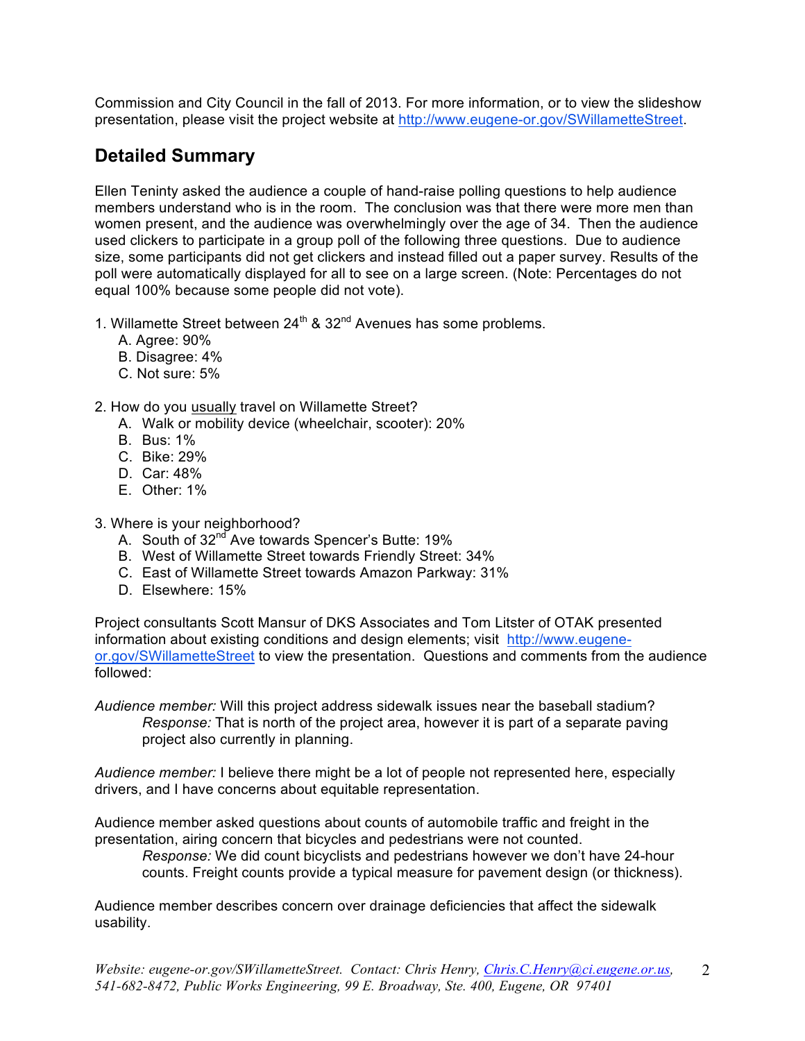Commission and City Council in the fall of 2013. For more information, or to view the slideshow presentation, please visit the project website at http://www.eugene-or.gov/SWillametteStreet.

## Detailed Summary

Ellen Teninty asked the audience a couple of hand-raise polling questions to help audience members understand who is in the room. The conclusion was that there were more men than women present, and the audience was overwhelmingly over the age of 34. Then the audience used clickers to participate in a group poll of the following three questions. Due to audience size, some participants did not get clickers and instead filled out a paper survey. Results of the poll were automatically displayed for all to see on a large screen. (Note: Percentages do not equal 100% because some people did not vote).

1. Willamette Street between 24th & 32nd Avenues has some problems.
   - A. Agree: 90%
   - B. Disagree: 4%
   - C. Not sure: 5%

2. How do you usually travel on Willamette Street?
   - A. Walk or mobility device (wheelchair, scooter): 20%
   - B. Bus: 1%
   - C. Bike: 29%
   - D. Car: 48%
   - E. Other: 1%

3. Where is your neighborhood?
   - A. South of 32nd Ave towards Spencer's Butte: 19%
   - B. West of Willamette Street towards Friendly Street: 34%
   - C. East of Willamette Street towards Amazon Parkway: 31%
   - D. Elsewhere: 15%

Project consultants Scott Mansur of DKS Associates and Tom Litster of OTAK presented information about existing conditions and design elements; visit http://www.eugene-or.gov/SWillametteStreet to view the presentation. Questions and comments from the audience followed:

*Audience member:* Will this project address sidewalk issues near the baseball stadium?

> *Response:* That is north of the project area, however it is part of a separate paving project also currently in planning.

*Audience member:* I believe there might be a lot of people not represented here, especially drivers, and I have concerns about equitable representation.

Audience member asked questions about counts of automobile traffic and freight in the presentation, airing concern that bicycles and pedestrians were not counted.

> *Response:* We did count bicyclists and pedestrians however we don't have 24-hour counts. Freight counts provide a typical measure for pavement design (or thickness).

Audience member describes concern over drainage deficiencies that affect the sidewalk usability.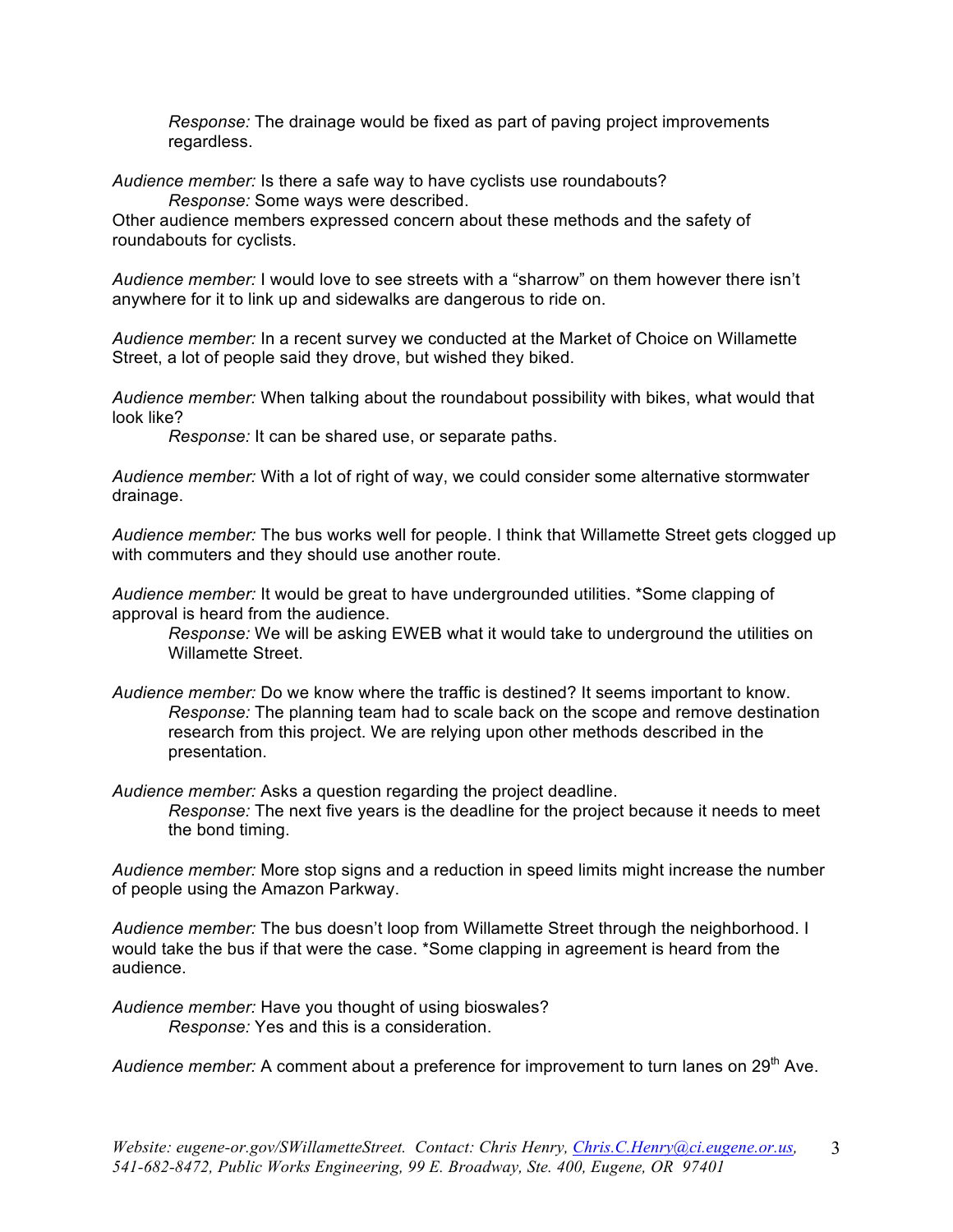*Response:* The drainage would be fixed as part of paving project improvements regardless.

*Audience member:* Is there a safe way to have cyclists use roundabouts?

*Response:* Some ways were described.

Other audience members expressed concern about these methods and the safety of roundabouts for cyclists.

*Audience member:* I would love to see streets with a "sharrow" on them however there isn't anywhere for it to link up and sidewalks are dangerous to ride on.

*Audience member:* In a recent survey we conducted at the Market of Choice on Willamette Street, a lot of people said they drove, but wished they biked.

*Audience member:* When talking about the roundabout possibility with bikes, what would that look like?

*Response:* It can be shared use, or separate paths.

*Audience member:* With a lot of right of way, we could consider some alternative stormwater drainage.

*Audience member:* The bus works well for people. I think that Willamette Street gets clogged up with commuters and they should use another route.

*Audience member:* It would be great to have undergrounded utilities. *Some clapping of approval is heard from the audience.

*Response:* We will be asking EWEB what it would take to underground the utilities on Willamette Street.

*Audience member:* Do we know where the traffic is destined? It seems important to know.

*Response:* The planning team had to scale back on the scope and remove destination research from this project. We are relying upon other methods described in the presentation.

*Audience member:* Asks a question regarding the project deadline.

*Response:* The next five years is the deadline for the project because it needs to meet the bond timing.

*Audience member:* More stop signs and a reduction in speed limits might increase the number of people using the Amazon Parkway.

*Audience member:* The bus doesn't loop from Willamette Street through the neighborhood. I would take the bus if that were the case. *Some clapping in agreement is heard from the audience.

*Audience member:* Have you thought of using bioswales?

*Response:* Yes and this is a consideration.

*Audience member:* A comment about a preference for improvement to turn lanes on 29th Ave.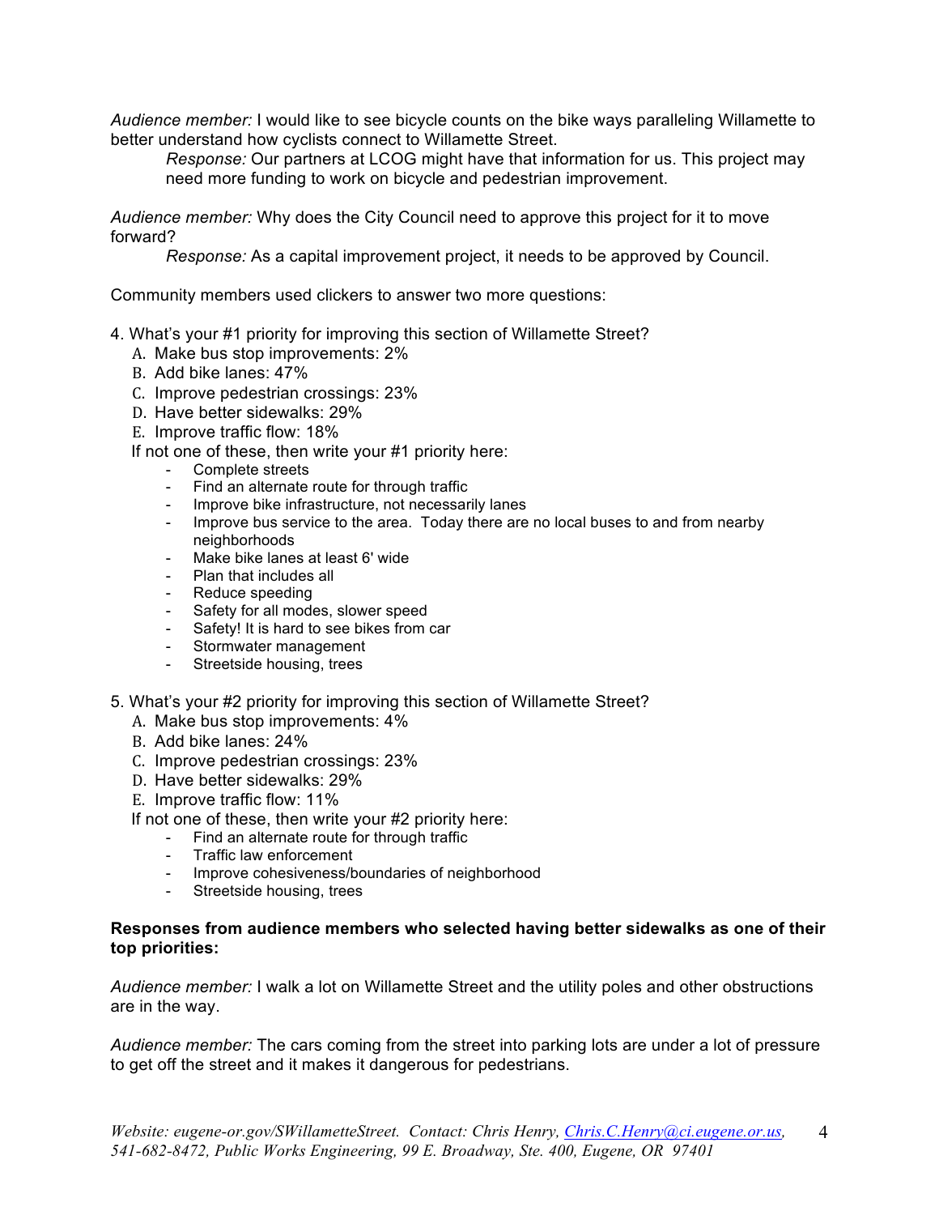*Audience member:* I would like to see bicycle counts on the bike ways paralleling Willamette to better understand how cyclists connect to Willamette Street.

> *Response:* Our partners at LCOG might have that information for us. This project may need more funding to work on bicycle and pedestrian improvement.

*Audience member:* Why does the City Council need to approve this project for it to move forward?

> *Response:* As a capital improvement project, it needs to be approved by Council.

Community members used clickers to answer two more questions:

4. What's your #1 priority for improving this section of Willamette Street?
   - A. Make bus stop improvements: 2%
   - B. Add bike lanes: 47%
   - C. Improve pedestrian crossings: 23%
   - D. Have better sidewalks: 29%
   - E. Improve traffic flow: 18%

   If not one of these, then write your #1 priority here:
   - Complete streets
   - Find an alternate route for through traffic
   - Improve bike infrastructure, not necessarily lanes
   - Improve bus service to the area. Today there are no local buses to and from nearby neighborhoods
   - Make bike lanes at least 6' wide
   - Plan that includes all
   - Reduce speeding
   - Safety for all modes, slower speed
   - Safety! It is hard to see bikes from car
   - Stormwater management
   - Streetside housing, trees

5. What's your #2 priority for improving this section of Willamette Street?
   - A. Make bus stop improvements: 4%
   - B. Add bike lanes: 24%
   - C. Improve pedestrian crossings: 23%
   - D. Have better sidewalks: 29%
   - E. Improve traffic flow: 11%

   If not one of these, then write your #2 priority here:
   - Find an alternate route for through traffic
   - Traffic law enforcement
   - Improve cohesiveness/boundaries of neighborhood
   - Streetside housing, trees

**Responses from audience members who selected having better sidewalks as one of their top priorities:**

*Audience member:* I walk a lot on Willamette Street and the utility poles and other obstructions are in the way.

*Audience member:* The cars coming from the street into parking lots are under a lot of pressure to get off the street and it makes it dangerous for pedestrians.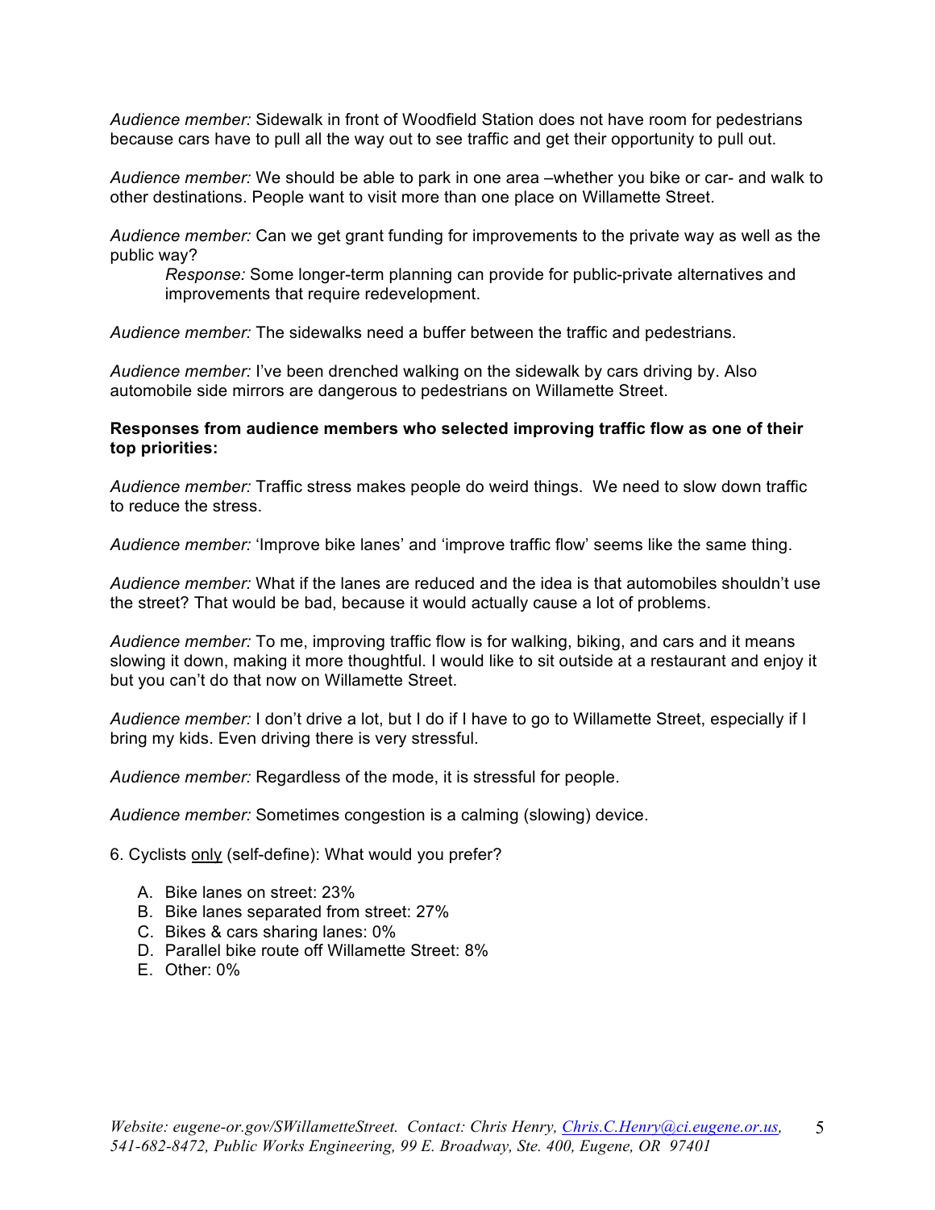*Audience member:* Sidewalk in front of Woodfield Station does not have room for pedestrians because cars have to pull all the way out to see traffic and get their opportunity to pull out.

*Audience member:* We should be able to park in one area –whether you bike or car- and walk to other destinations. People want to visit more than one place on Willamette Street.

*Audience member:* Can we get grant funding for improvements to the private way as well as the public way?

> *Response:* Some longer-term planning can provide for public-private alternatives and improvements that require redevelopment.

*Audience member:* The sidewalks need a buffer between the traffic and pedestrians.

*Audience member:* I've been drenched walking on the sidewalk by cars driving by. Also automobile side mirrors are dangerous to pedestrians on Willamette Street.

**Responses from audience members who selected improving traffic flow as one of their top priorities:**

*Audience member:* Traffic stress makes people do weird things. We need to slow down traffic to reduce the stress.

*Audience member:* 'Improve bike lanes' and 'improve traffic flow' seems like the same thing.

*Audience member:* What if the lanes are reduced and the idea is that automobiles shouldn't use the street? That would be bad, because it would actually cause a lot of problems.

*Audience member:* To me, improving traffic flow is for walking, biking, and cars and it means slowing it down, making it more thoughtful. I would like to sit outside at a restaurant and enjoy it but you can't do that now on Willamette Street.

*Audience member:* I don't drive a lot, but I do if I have to go to Willamette Street, especially if I bring my kids. Even driving there is very stressful.

*Audience member:* Regardless of the mode, it is stressful for people.

*Audience member:* Sometimes congestion is a calming (slowing) device.

6. Cyclists <u>only</u> (self-define): What would you prefer?

A. Bike lanes on street: 23%
B. Bike lanes separated from street: 27%
C. Bikes & cars sharing lanes: 0%
D. Parallel bike route off Willamette Street: 8%
E. Other: 0%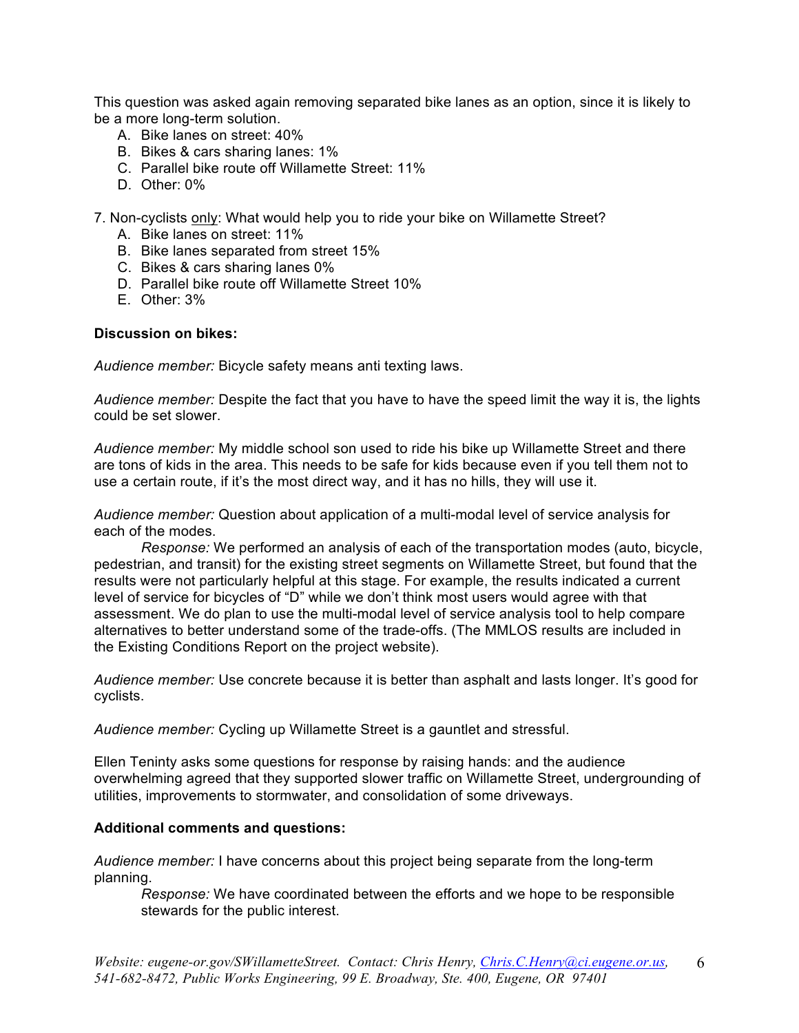This question was asked again removing separated bike lanes as an option, since it is likely to be a more long-term solution.

A. Bike lanes on street: 40%
B. Bikes & cars sharing lanes: 1%
C. Parallel bike route off Willamette Street: 11%
D. Other: 0%

7. Non-cyclists only: What would help you to ride your bike on Willamette Street?

A. Bike lanes on street: 11%
B. Bike lanes separated from street 15%
C. Bikes & cars sharing lanes 0%
D. Parallel bike route off Willamette Street 10%
E. Other: 3%

**Discussion on bikes:**

*Audience member:* Bicycle safety means anti texting laws.

*Audience member:* Despite the fact that you have to have the speed limit the way it is, the lights could be set slower.

*Audience member:* My middle school son used to ride his bike up Willamette Street and there are tons of kids in the area. This needs to be safe for kids because even if you tell them not to use a certain route, if it's the most direct way, and it has no hills, they will use it.

*Audience member:* Question about application of a multi-modal level of service analysis for each of the modes.

*Response:* We performed an analysis of each of the transportation modes (auto, bicycle, pedestrian, and transit) for the existing street segments on Willamette Street, but found that the results were not particularly helpful at this stage. For example, the results indicated a current level of service for bicycles of "D" while we don't think most users would agree with that assessment. We do plan to use the multi-modal level of service analysis tool to help compare alternatives to better understand some of the trade-offs. (The MMLOS results are included in the Existing Conditions Report on the project website).

*Audience member:* Use concrete because it is better than asphalt and lasts longer. It's good for cyclists.

*Audience member:* Cycling up Willamette Street is a gauntlet and stressful.

Ellen Teninty asks some questions for response by raising hands: and the audience overwhelming agreed that they supported slower traffic on Willamette Street, undergrounding of utilities, improvements to stormwater, and consolidation of some driveways.

**Additional comments and questions:**

*Audience member:* I have concerns about this project being separate from the long-term planning.

*Response:* We have coordinated between the efforts and we hope to be responsible stewards for the public interest.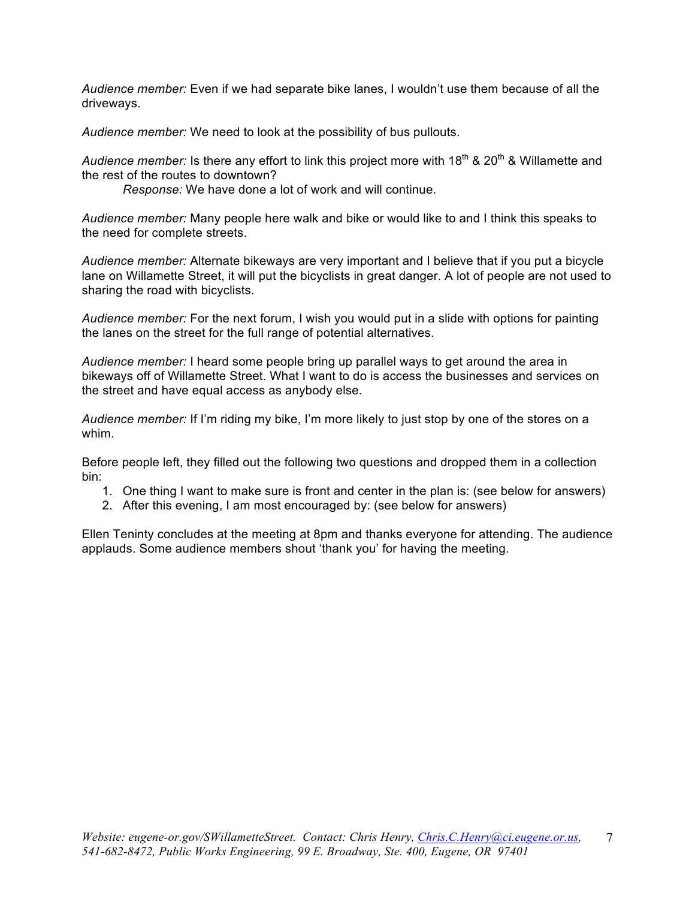*Audience member:* Even if we had separate bike lanes, I wouldn't use them because of all the driveways.

*Audience member:* We need to look at the possibility of bus pullouts.

*Audience member:* Is there any effort to link this project more with 18th & 20th & Willamette and the rest of the routes to downtown?

> *Response:* We have done a lot of work and will continue.

*Audience member:* Many people here walk and bike or would like to and I think this speaks to the need for complete streets.

*Audience member:* Alternate bikeways are very important and I believe that if you put a bicycle lane on Willamette Street, it will put the bicyclists in great danger. A lot of people are not used to sharing the road with bicyclists.

*Audience member:* For the next forum, I wish you would put in a slide with options for painting the lanes on the street for the full range of potential alternatives.

*Audience member:* I heard some people bring up parallel ways to get around the area in bikeways off of Willamette Street. What I want to do is access the businesses and services on the street and have equal access as anybody else.

*Audience member:* If I'm riding my bike, I'm more likely to just stop by one of the stores on a whim.

Before people left, they filled out the following two questions and dropped them in a collection bin:

1. One thing I want to make sure is front and center in the plan is: (see below for answers)
2. After this evening, I am most encouraged by: (see below for answers)

Ellen Teninty concludes at the meeting at 8pm and thanks everyone for attending. The audience applauds. Some audience members shout 'thank you' for having the meeting.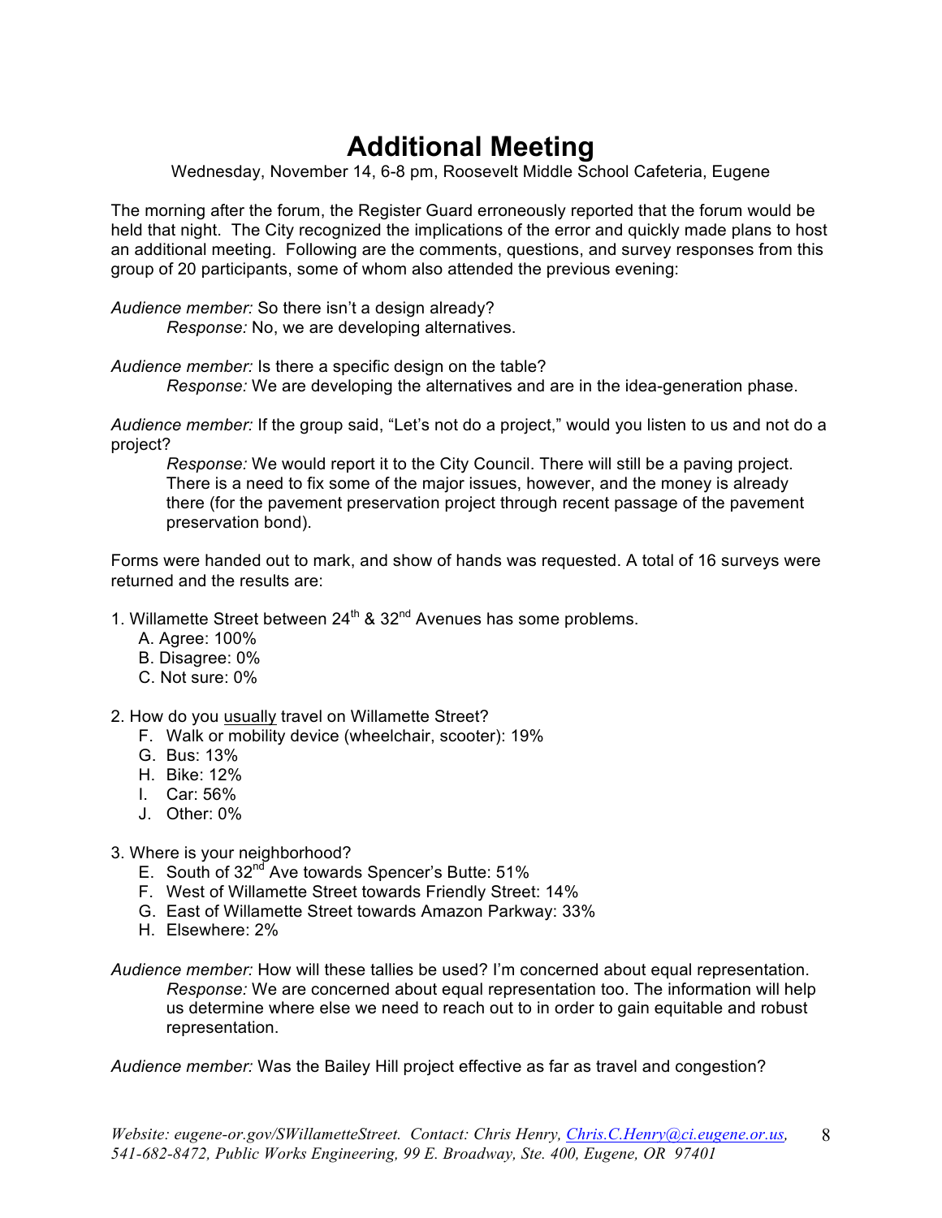# Additional Meeting

Wednesday, November 14, 6-8 pm, Roosevelt Middle School Cafeteria, Eugene

The morning after the forum, the Register Guard erroneously reported that the forum would be held that night. The City recognized the implications of the error and quickly made plans to host an additional meeting. Following are the comments, questions, and survey responses from this group of 20 participants, some of whom also attended the previous evening:

*Audience member:* So there isn't a design already?
> *Response:* No, we are developing alternatives.

*Audience member:* Is there a specific design on the table?
> *Response:* We are developing the alternatives and are in the idea-generation phase.

*Audience member:* If the group said, "Let's not do a project," would you listen to us and not do a project?
> *Response:* We would report it to the City Council. There will still be a paving project. There is a need to fix some of the major issues, however, and the money is already there (for the pavement preservation project through recent passage of the pavement preservation bond).

Forms were handed out to mark, and show of hands was requested. A total of 16 surveys were returned and the results are:

1. Willamette Street between 24th & 32nd Avenues has some problems.
   - A. Agree: 100%
   - B. Disagree: 0%
   - C. Not sure: 0%

2. How do you <u>usually</u> travel on Willamette Street?
   - F. Walk or mobility device (wheelchair, scooter): 19%
   - G. Bus: 13%
   - H. Bike: 12%
   - I. Car: 56%
   - J. Other: 0%

3. Where is your neighborhood?
   - E. South of 32nd Ave towards Spencer's Butte: 51%
   - F. West of Willamette Street towards Friendly Street: 14%
   - G. East of Willamette Street towards Amazon Parkway: 33%
   - H. Elsewhere: 2%

*Audience member:* How will these tallies be used? I'm concerned about equal representation.
> *Response:* We are concerned about equal representation too. The information will help us determine where else we need to reach out to in order to gain equitable and robust representation.

*Audience member:* Was the Bailey Hill project effective as far as travel and congestion?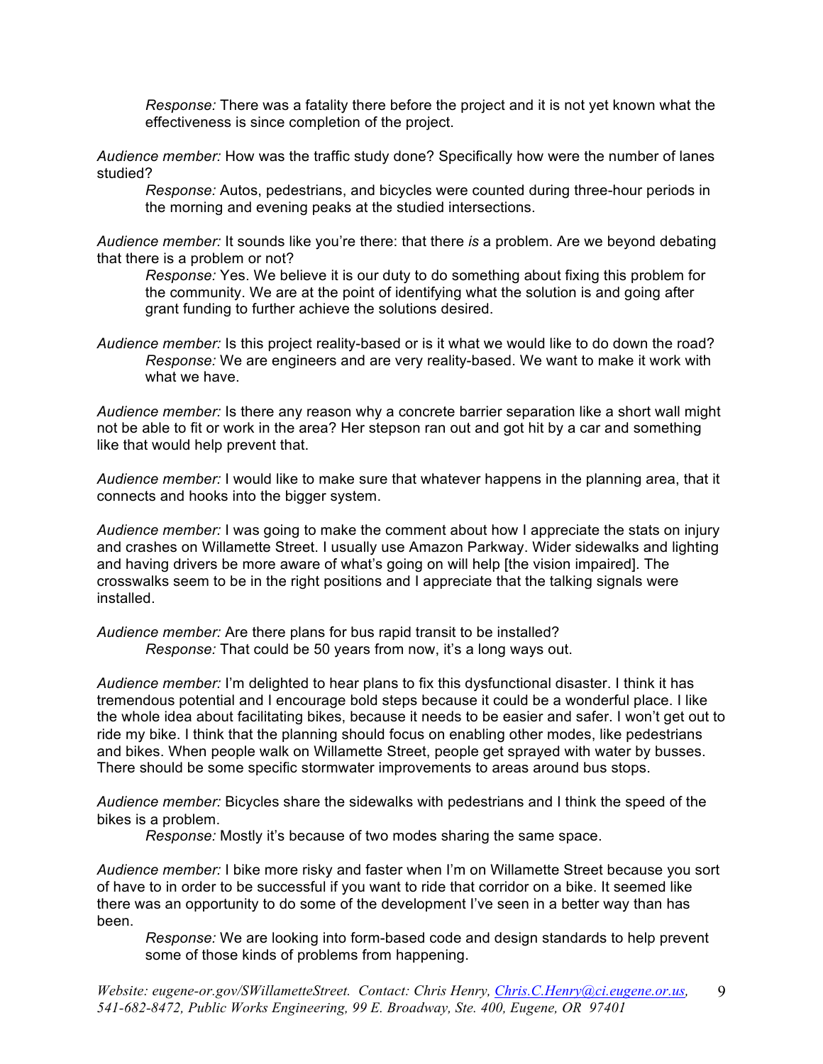*Response:* There was a fatality there before the project and it is not yet known what the effectiveness is since completion of the project.

*Audience member:* How was the traffic study done? Specifically how were the number of lanes studied?

*Response:* Autos, pedestrians, and bicycles were counted during three-hour periods in the morning and evening peaks at the studied intersections.

*Audience member:* It sounds like you're there: that there *is* a problem. Are we beyond debating that there is a problem or not?

*Response:* Yes. We believe it is our duty to do something about fixing this problem for the community. We are at the point of identifying what the solution is and going after grant funding to further achieve the solutions desired.

*Audience member:* Is this project reality-based or is it what we would like to do down the road?

*Response:* We are engineers and are very reality-based. We want to make it work with what we have.

*Audience member:* Is there any reason why a concrete barrier separation like a short wall might not be able to fit or work in the area? Her stepson ran out and got hit by a car and something like that would help prevent that.

*Audience member:* I would like to make sure that whatever happens in the planning area, that it connects and hooks into the bigger system.

*Audience member:* I was going to make the comment about how I appreciate the stats on injury and crashes on Willamette Street. I usually use Amazon Parkway. Wider sidewalks and lighting and having drivers be more aware of what's going on will help [the vision impaired]. The crosswalks seem to be in the right positions and I appreciate that the talking signals were installed.

*Audience member:* Are there plans for bus rapid transit to be installed?

*Response:* That could be 50 years from now, it's a long ways out.

*Audience member:* I'm delighted to hear plans to fix this dysfunctional disaster. I think it has tremendous potential and I encourage bold steps because it could be a wonderful place. I like the whole idea about facilitating bikes, because it needs to be easier and safer. I won't get out to ride my bike. I think that the planning should focus on enabling other modes, like pedestrians and bikes. When people walk on Willamette Street, people get sprayed with water by busses. There should be some specific stormwater improvements to areas around bus stops.

*Audience member:* Bicycles share the sidewalks with pedestrians and I think the speed of the bikes is a problem.

*Response:* Mostly it's because of two modes sharing the same space.

*Audience member:* I bike more risky and faster when I'm on Willamette Street because you sort of have to in order to be successful if you want to ride that corridor on a bike. It seemed like there was an opportunity to do some of the development I've seen in a better way than has been.

*Response:* We are looking into form-based code and design standards to help prevent some of those kinds of problems from happening.

*Website: eugene-or.gov/SWillametteStreet. Contact: Chris Henry, [Chris.C.Henry@ci.eugene.or.us](mailto:Chris.C.Henry@ci.eugene.or.us), 541-682-8472, Public Works Engineering, 99 E. Broadway, Ste. 400, Eugene, OR 97401*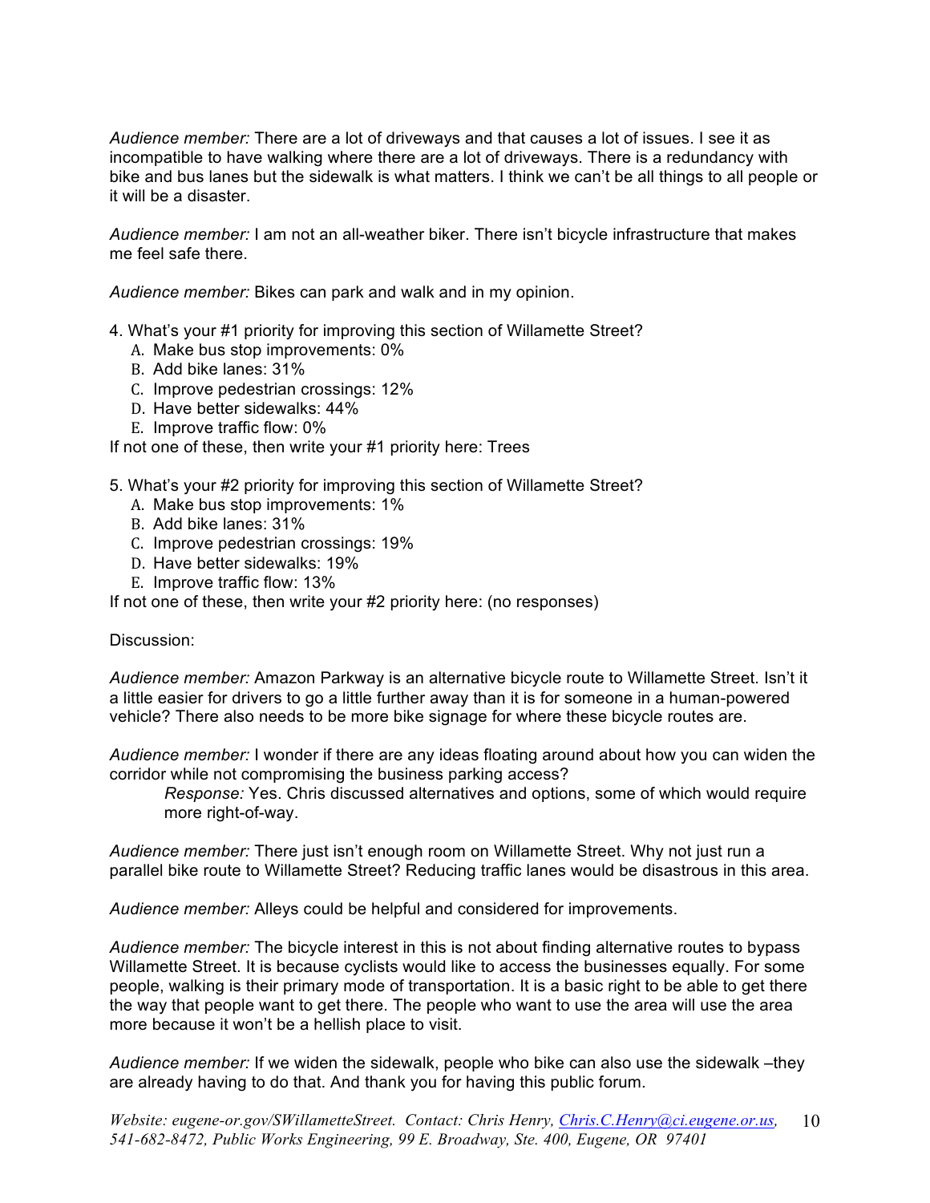*Audience member:* There are a lot of driveways and that causes a lot of issues. I see it as incompatible to have walking where there are a lot of driveways. There is a redundancy with bike and bus lanes but the sidewalk is what matters. I think we can't be all things to all people or it will be a disaster.

*Audience member:* I am not an all-weather biker. There isn't bicycle infrastructure that makes me feel safe there.

*Audience member:* Bikes can park and walk and in my opinion.

4. What's your #1 priority for improving this section of Willamette Street?
   A. Make bus stop improvements: 0%
   B. Add bike lanes: 31%
   C. Improve pedestrian crossings: 12%
   D. Have better sidewalks: 44%
   E. Improve traffic flow: 0%

If not one of these, then write your #1 priority here: Trees

5. What's your #2 priority for improving this section of Willamette Street?
   A. Make bus stop improvements: 1%
   B. Add bike lanes: 31%
   C. Improve pedestrian crossings: 19%
   D. Have better sidewalks: 19%
   E. Improve traffic flow: 13%

If not one of these, then write your #2 priority here: (no responses)

Discussion:

*Audience member:* Amazon Parkway is an alternative bicycle route to Willamette Street. Isn't it a little easier for drivers to go a little further away than it is for someone in a human-powered vehicle? There also needs to be more bike signage for where these bicycle routes are.

*Audience member:* I wonder if there are any ideas floating around about how you can widen the corridor while not compromising the business parking access?

> *Response:* Yes. Chris discussed alternatives and options, some of which would require more right-of-way.

*Audience member:* There just isn't enough room on Willamette Street. Why not just run a parallel bike route to Willamette Street? Reducing traffic lanes would be disastrous in this area.

*Audience member:* Alleys could be helpful and considered for improvements.

*Audience member:* The bicycle interest in this is not about finding alternative routes to bypass Willamette Street. It is because cyclists would like to access the businesses equally. For some people, walking is their primary mode of transportation. It is a basic right to be able to get there the way that people want to get there. The people who want to use the area will use the area more because it won't be a hellish place to visit.

*Audience member:* If we widen the sidewalk, people who bike can also use the sidewalk –they are already having to do that. And thank you for having this public forum.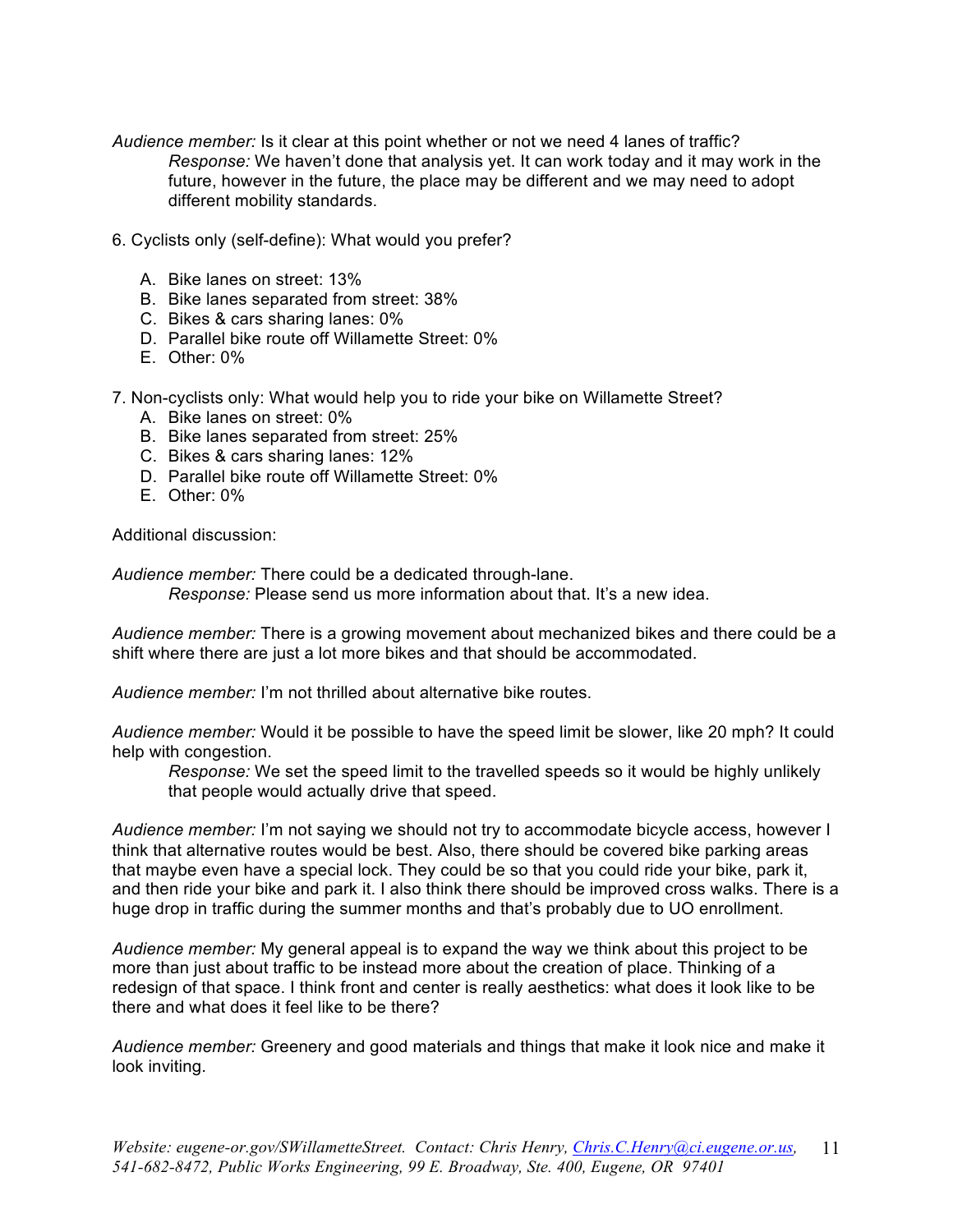*Audience member:* Is it clear at this point whether or not we need 4 lanes of traffic?

> *Response:* We haven't done that analysis yet. It can work today and it may work in the future, however in the future, the place may be different and we may need to adopt different mobility standards.

6. Cyclists only (self-define): What would you prefer?

   A. Bike lanes on street: 13%
   B. Bike lanes separated from street: 38%
   C. Bikes & cars sharing lanes: 0%
   D. Parallel bike route off Willamette Street: 0%
   E. Other: 0%

7. Non-cyclists only: What would help you to ride your bike on Willamette Street?

   A. Bike lanes on street: 0%
   B. Bike lanes separated from street: 25%
   C. Bikes & cars sharing lanes: 12%
   D. Parallel bike route off Willamette Street: 0%
   E. Other: 0%

Additional discussion:

*Audience member:* There could be a dedicated through-lane.

> *Response:* Please send us more information about that. It's a new idea.

*Audience member:* There is a growing movement about mechanized bikes and there could be a shift where there are just a lot more bikes and that should be accommodated.

*Audience member:* I'm not thrilled about alternative bike routes.

*Audience member:* Would it be possible to have the speed limit be slower, like 20 mph? It could help with congestion.

> *Response:* We set the speed limit to the travelled speeds so it would be highly unlikely that people would actually drive that speed.

*Audience member:* I'm not saying we should not try to accommodate bicycle access, however I think that alternative routes would be best. Also, there should be covered bike parking areas that maybe even have a special lock. They could be so that you could ride your bike, park it, and then ride your bike and park it. I also think there should be improved cross walks. There is a huge drop in traffic during the summer months and that's probably due to UO enrollment.

*Audience member:* My general appeal is to expand the way we think about this project to be more than just about traffic to be instead more about the creation of place. Thinking of a redesign of that space. I think front and center is really aesthetics: what does it look like to be there and what does it feel like to be there?

*Audience member:* Greenery and good materials and things that make it look nice and make it look inviting.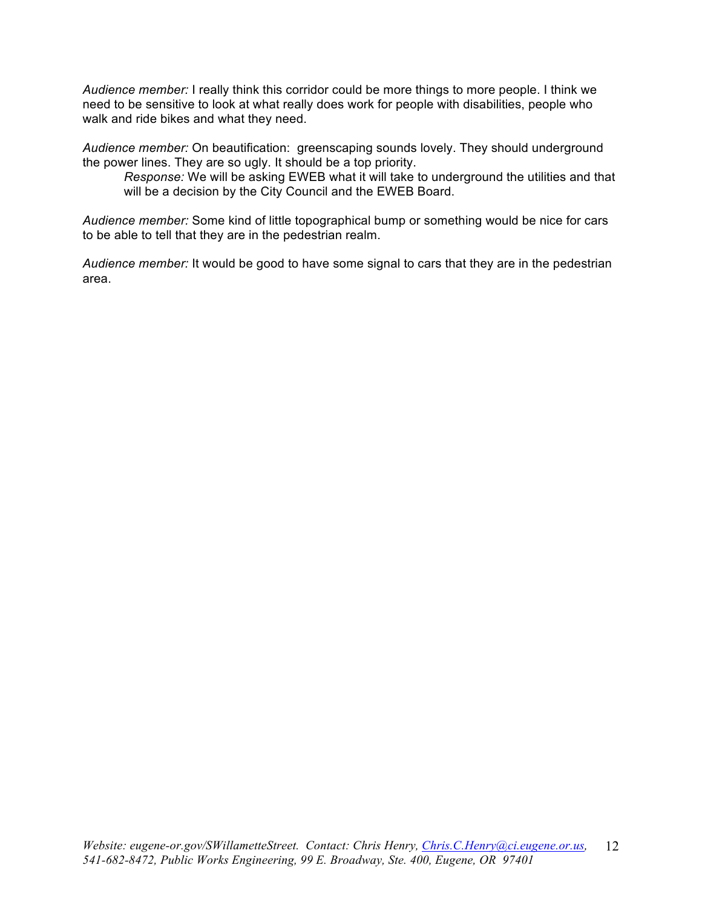*Audience member:* I really think this corridor could be more things to more people. I think we need to be sensitive to look at what really does work for people with disabilities, people who walk and ride bikes and what they need.

*Audience member:* On beautification: greenscaping sounds lovely. They should underground the power lines. They are so ugly. It should be a top priority.

> *Response:* We will be asking EWEB what it will take to underground the utilities and that will be a decision by the City Council and the EWEB Board.

*Audience member:* Some kind of little topographical bump or something would be nice for cars to be able to tell that they are in the pedestrian realm.

*Audience member:* It would be good to have some signal to cars that they are in the pedestrian area.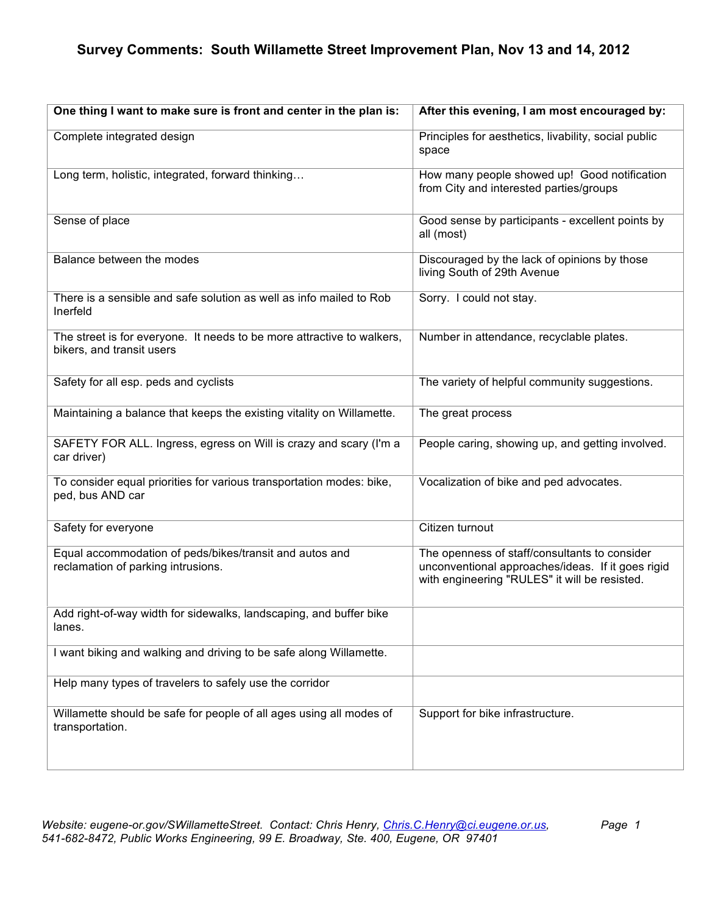# Survey Comments: South Willamette Street Improvement Plan, Nov 13 and 14, 2012

| One thing I want to make sure is front and center in the plan is: | After this evening, I am most encouraged by: |
|---|---|
| Complete integrated design | Principles for aesthetics, livability, social public space |
| Long term, holistic, integrated, forward thinking… | How many people showed up! Good notification from City and interested parties/groups |
| Sense of place | Good sense by participants - excellent points by all (most) |
| Balance between the modes | Discouraged by the lack of opinions by those living South of 29th Avenue |
| There is a sensible and safe solution as well as info mailed to Rob Inerfeld | Sorry. I could not stay. |
| The street is for everyone. It needs to be more attractive to walkers, bikers, and transit users | Number in attendance, recyclable plates. |
| Safety for all esp. peds and cyclists | The variety of helpful community suggestions. |
| Maintaining a balance that keeps the existing vitality on Willamette. | The great process |
| SAFETY FOR ALL. Ingress, egress on Will is crazy and scary (I'm a car driver) | People caring, showing up, and getting involved. |
| To consider equal priorities for various transportation modes: bike, ped, bus AND car | Vocalization of bike and ped advocates. |
| Safety for everyone | Citizen turnout |
| Equal accommodation of peds/bikes/transit and autos and reclamation of parking intrusions. | The openness of staff/consultants to consider unconventional approaches/ideas. If it goes rigid with engineering "RULES" it will be resisted. |
| Add right-of-way width for sidewalks, landscaping, and buffer bike lanes. | |
| I want biking and walking and driving to be safe along Willamette. | |
| Help many types of travelers to safely use the corridor | |
| Willamette should be safe for people of all ages using all modes of transportation. | Support for bike infrastructure. |

*Website: eugene-or.gov/SWillametteStreet. Contact: Chris Henry, Chris.C.Henry@ci.eugene.or.us, 541-682-8472, Public Works Engineering, 99 E. Broadway, Ste. 400, Eugene, OR 97401*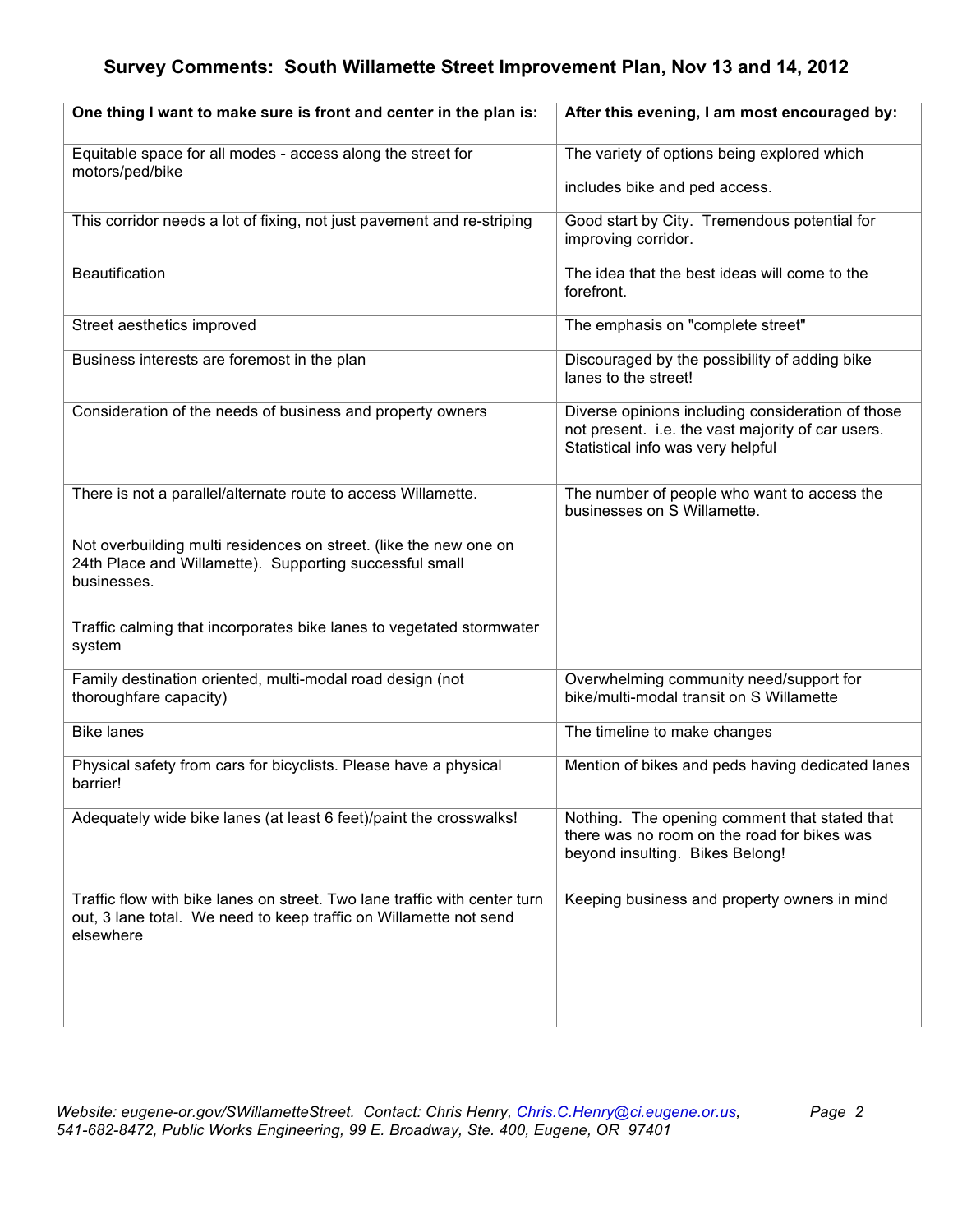## Survey Comments: South Willamette Street Improvement Plan, Nov 13 and 14, 2012

| One thing I want to make sure is front and center in the plan is: | After this evening, I am most encouraged by: |
|---|---|
| Equitable space for all modes - access along the street for motors/ped/bike | The variety of options being explored which includes bike and ped access. |
| This corridor needs a lot of fixing, not just pavement and re-striping | Good start by City. Tremendous potential for improving corridor. |
| Beautification | The idea that the best ideas will come to the forefront. |
| Street aesthetics improved | The emphasis on "complete street" |
| Business interests are foremost in the plan | Discouraged by the possibility of adding bike lanes to the street! |
| Consideration of the needs of business and property owners | Diverse opinions including consideration of those not present. i.e. the vast majority of car users. Statistical info was very helpful |
| There is not a parallel/alternate route to access Willamette. | The number of people who want to access the businesses on S Willamette. |
| Not overbuilding multi residences on street. (like the new one on 24th Place and Willamette). Supporting successful small businesses. | |
| Traffic calming that incorporates bike lanes to vegetated stormwater system | |
| Family destination oriented, multi-modal road design (not thoroughfare capacity) | Overwhelming community need/support for bike/multi-modal transit on S Willamette |
| Bike lanes | The timeline to make changes |
| Physical safety from cars for bicyclists. Please have a physical barrier! | Mention of bikes and peds having dedicated lanes |
| Adequately wide bike lanes (at least 6 feet)/paint the crosswalks! | Nothing. The opening comment that stated that there was no room on the road for bikes was beyond insulting. Bikes Belong! |
| Traffic flow with bike lanes on street. Two lane traffic with center turn out, 3 lane total. We need to keep traffic on Willamette not send elsewhere | Keeping business and property owners in mind |

*Website: eugene-or.gov/SWillametteStreet. Contact: Chris Henry, Chris.C.Henry@ci.eugene.or.us, 541-682-8472, Public Works Engineering, 99 E. Broadway, Ste. 400, Eugene, OR 97401*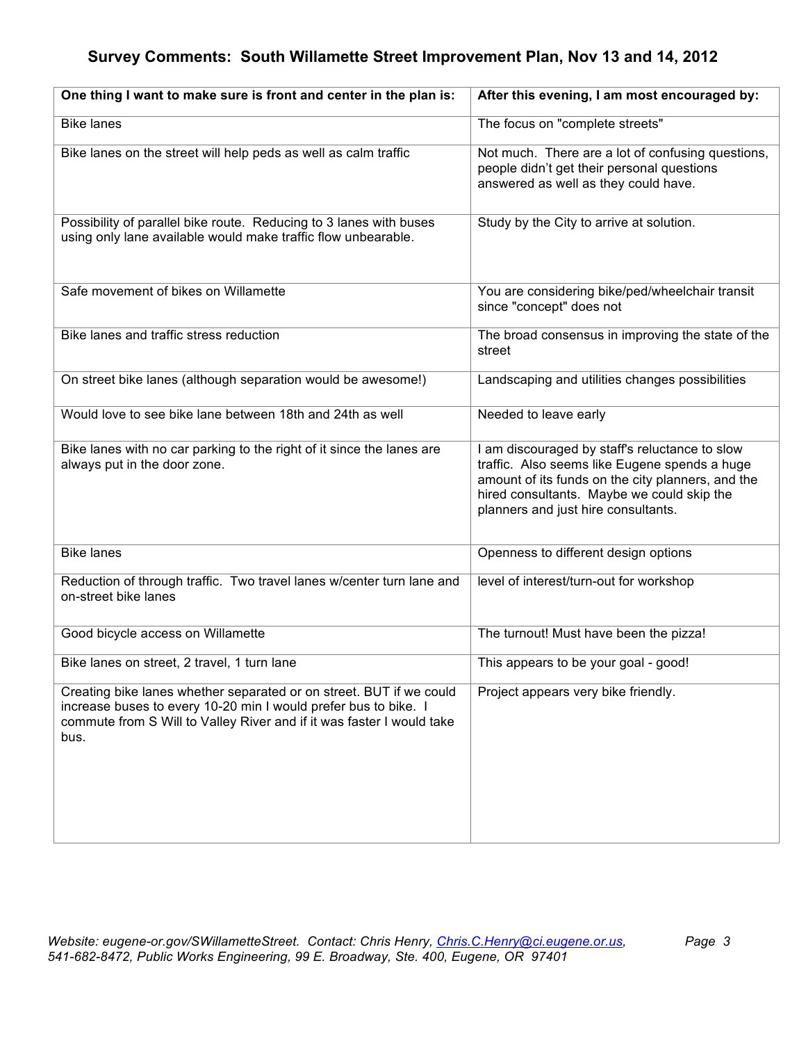# Survey Comments: South Willamette Street Improvement Plan, Nov 13 and 14, 2012

| One thing I want to make sure is front and center in the plan is: | After this evening, I am most encouraged by: |
|---|---|
| Bike lanes | The focus on "complete streets" |
| Bike lanes on the street will help peds as well as calm traffic | Not much. There are a lot of confusing questions, people didn't get their personal questions answered as well as they could have. |
| Possibility of parallel bike route. Reducing to 3 lanes with buses using only lane available would make traffic flow unbearable. | Study by the City to arrive at solution. |
| Safe movement of bikes on Willamette | You are considering bike/ped/wheelchair transit since "concept" does not |
| Bike lanes and traffic stress reduction | The broad consensus in improving the state of the street |
| On street bike lanes (although separation would be awesome!) | Landscaping and utilities changes possibilities |
| Would love to see bike lane between 18th and 24th as well | Needed to leave early |
| Bike lanes with no car parking to the right of it since the lanes are always put in the door zone. | I am discouraged by staff's reluctance to slow traffic. Also seems like Eugene spends a huge amount of its funds on the city planners, and the hired consultants. Maybe we could skip the planners and just hire consultants. |
| Bike lanes | Openness to different design options |
| Reduction of through traffic. Two travel lanes w/center turn lane and on-street bike lanes | level of interest/turn-out for workshop |
| Good bicycle access on Willamette | The turnout! Must have been the pizza! |
| Bike lanes on street, 2 travel, 1 turn lane | This appears to be your goal - good! |
| Creating bike lanes whether separated or on street. BUT if we could increase buses to every 10-20 min I would prefer bus to bike. I commute from S Will to Valley River and if it was faster I would take bus. | Project appears very bike friendly. |

*Website: eugene-or.gov/SWillametteStreet. Contact: Chris Henry, Chris.C.Henry@ci.eugene.or.us, 541-682-8472, Public Works Engineering, 99 E. Broadway, Ste. 400, Eugene, OR 97401*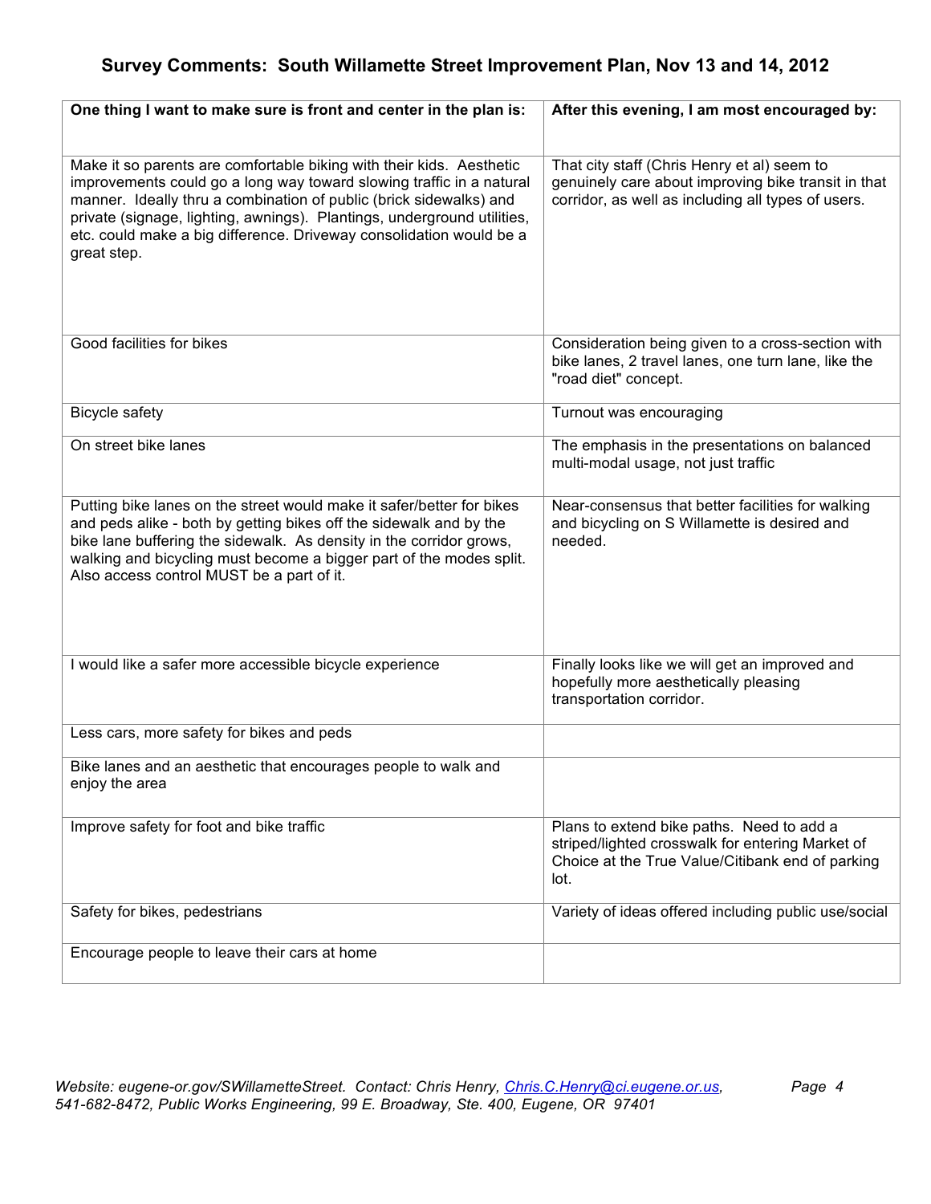## Survey Comments: South Willamette Street Improvement Plan, Nov 13 and 14, 2012

| One thing I want to make sure is front and center in the plan is: | After this evening, I am most encouraged by: |
|---|---|
| Make it so parents are comfortable biking with their kids. Aesthetic improvements could go a long way toward slowing traffic in a natural manner. Ideally thru a combination of public (brick sidewalks) and private (signage, lighting, awnings). Plantings, underground utilities, etc. could make a big difference. Driveway consolidation would be a great step. | That city staff (Chris Henry et al) seem to genuinely care about improving bike transit in that corridor, as well as including all types of users. |
| Good facilities for bikes | Consideration being given to a cross-section with bike lanes, 2 travel lanes, one turn lane, like the "road diet" concept. |
| Bicycle safety | Turnout was encouraging |
| On street bike lanes | The emphasis in the presentations on balanced multi-modal usage, not just traffic |
| Putting bike lanes on the street would make it safer/better for bikes and peds alike - both by getting bikes off the sidewalk and by the bike lane buffering the sidewalk. As density in the corridor grows, walking and bicycling must become a bigger part of the modes split. Also access control MUST be a part of it. | Near-consensus that better facilities for walking and bicycling on S Willamette is desired and needed. |
| I would like a safer more accessible bicycle experience | Finally looks like we will get an improved and hopefully more aesthetically pleasing transportation corridor. |
| Less cars, more safety for bikes and peds | |
| Bike lanes and an aesthetic that encourages people to walk and enjoy the area | |
| Improve safety for foot and bike traffic | Plans to extend bike paths. Need to add a striped/lighted crosswalk for entering Market of Choice at the True Value/Citibank end of parking lot. |
| Safety for bikes, pedestrians | Variety of ideas offered including public use/social |
| Encourage people to leave their cars at home | |

*Website: eugene-or.gov/SWillametteStreet. Contact: Chris Henry, Chris.C.Henry@ci.eugene.or.us, 541-682-8472, Public Works Engineering, 99 E. Broadway, Ste. 400, Eugene, OR 97401*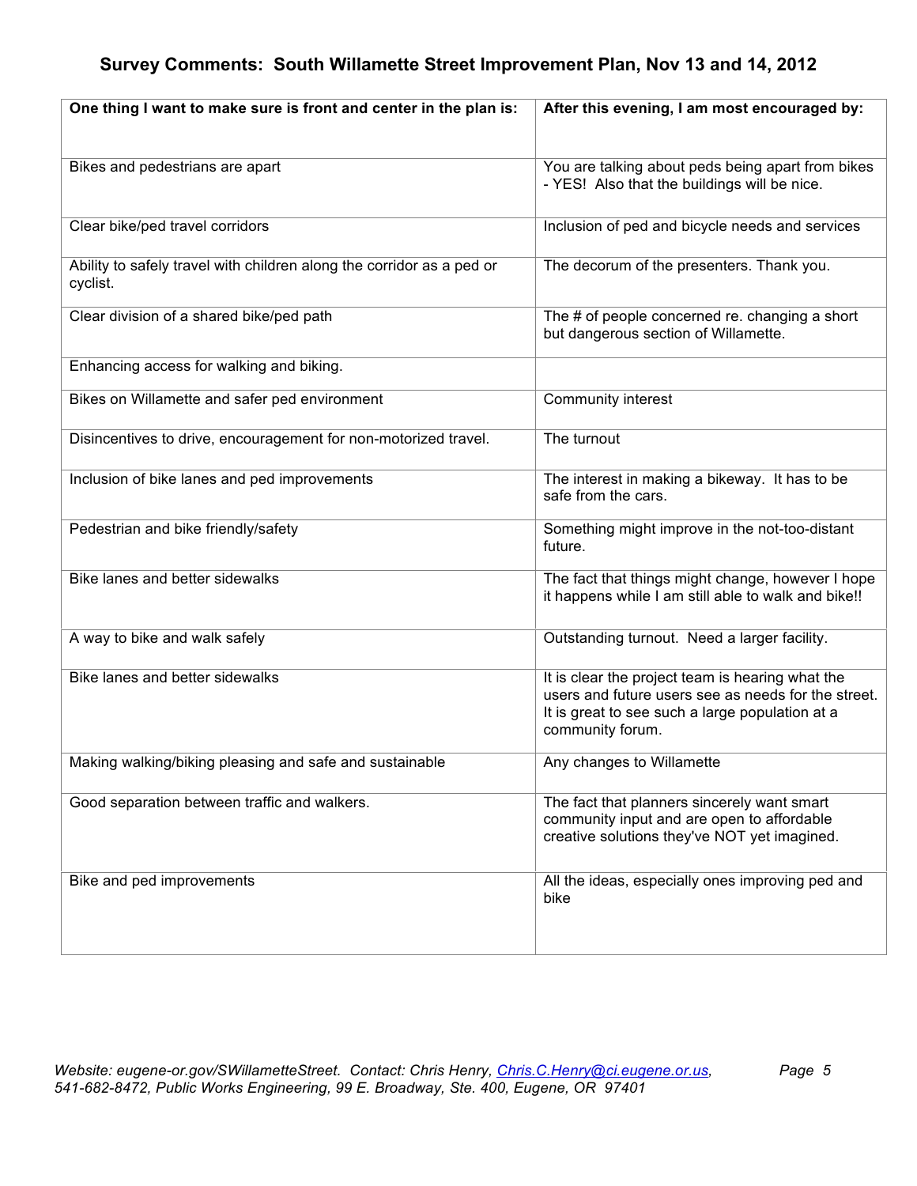## Survey Comments: South Willamette Street Improvement Plan, Nov 13 and 14, 2012

| One thing I want to make sure is front and center in the plan is: | After this evening, I am most encouraged by: |
|---|---|
| Bikes and pedestrians are apart | You are talking about peds being apart from bikes - YES! Also that the buildings will be nice. |
| Clear bike/ped travel corridors | Inclusion of ped and bicycle needs and services |
| Ability to safely travel with children along the corridor as a ped or cyclist. | The decorum of the presenters. Thank you. |
| Clear division of a shared bike/ped path | The # of people concerned re. changing a short but dangerous section of Willamette. |
| Enhancing access for walking and biking. | |
| Bikes on Willamette and safer ped environment | Community interest |
| Disincentives to drive, encouragement for non-motorized travel. | The turnout |
| Inclusion of bike lanes and ped improvements | The interest in making a bikeway. It has to be safe from the cars. |
| Pedestrian and bike friendly/safety | Something might improve in the not-too-distant future. |
| Bike lanes and better sidewalks | The fact that things might change, however I hope it happens while I am still able to walk and bike!! |
| A way to bike and walk safely | Outstanding turnout. Need a larger facility. |
| Bike lanes and better sidewalks | It is clear the project team is hearing what the users and future users see as needs for the street. It is great to see such a large population at a community forum. |
| Making walking/biking pleasing and safe and sustainable | Any changes to Willamette |
| Good separation between traffic and walkers. | The fact that planners sincerely want smart community input and are open to affordable creative solutions they've NOT yet imagined. |
| Bike and ped improvements | All the ideas, especially ones improving ped and bike |

*Website: eugene-or.gov/SWillametteStreet. Contact: Chris Henry, Chris.C.Henry@ci.eugene.or.us, 541-682-8472, Public Works Engineering, 99 E. Broadway, Ste. 400, Eugene, OR 97401*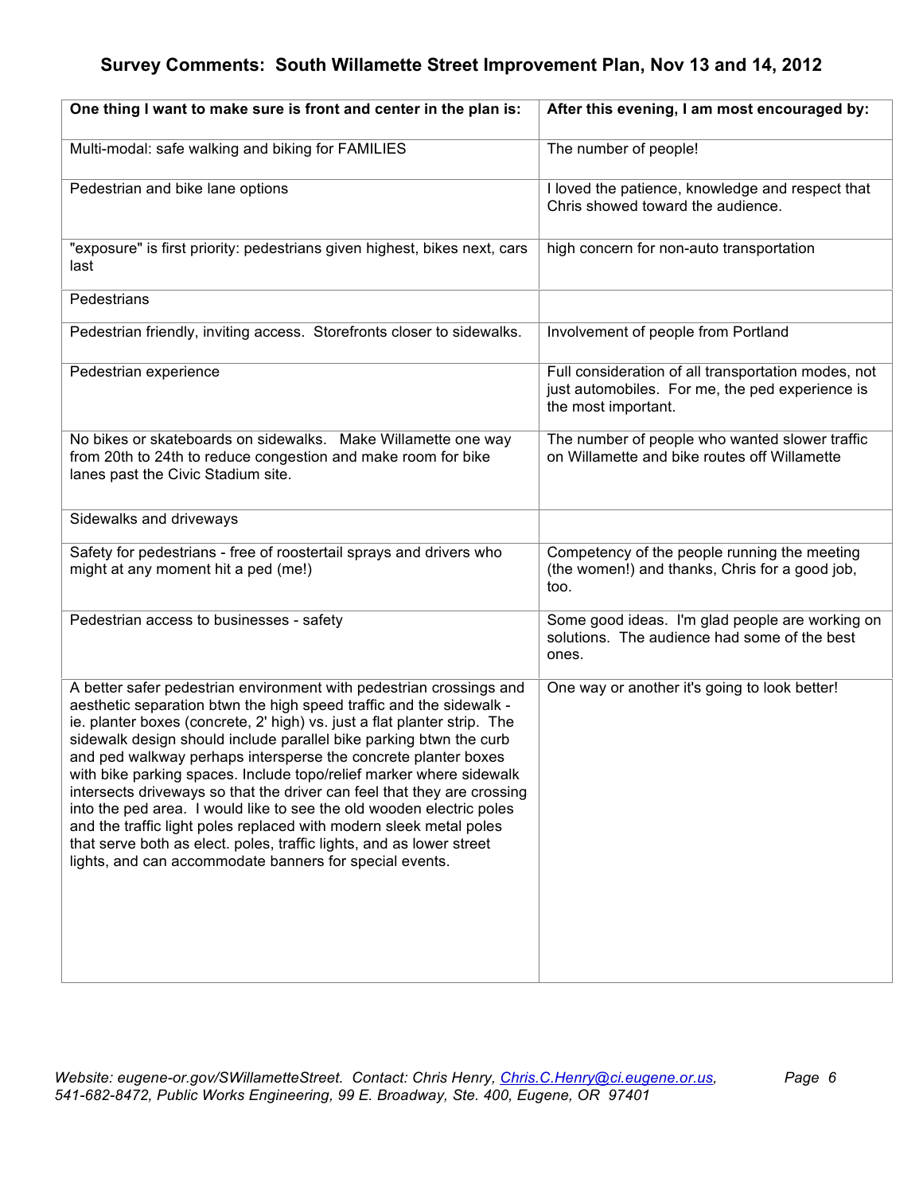## Survey Comments: South Willamette Street Improvement Plan, Nov 13 and 14, 2012

| One thing I want to make sure is front and center in the plan is: | After this evening, I am most encouraged by: |
| --- | --- |
| Multi-modal: safe walking and biking for FAMILIES | The number of people! |
| Pedestrian and bike lane options | I loved the patience, knowledge and respect that Chris showed toward the audience. |
| "exposure" is first priority: pedestrians given highest, bikes next, cars last | high concern for non-auto transportation |
| Pedestrians | |
| Pedestrian friendly, inviting access. Storefronts closer to sidewalks. | Involvement of people from Portland |
| Pedestrian experience | Full consideration of all transportation modes, not just automobiles. For me, the ped experience is the most important. |
| No bikes or skateboards on sidewalks. Make Willamette one way from 20th to 24th to reduce congestion and make room for bike lanes past the Civic Stadium site. | The number of people who wanted slower traffic on Willamette and bike routes off Willamette |
| Sidewalks and driveways | |
| Safety for pedestrians - free of roostertail sprays and drivers who might at any moment hit a ped (me!) | Competency of the people running the meeting (the women!) and thanks, Chris for a good job, too. |
| Pedestrian access to businesses - safety | Some good ideas. I'm glad people are working on solutions. The audience had some of the best ones. |
| A better safer pedestrian environment with pedestrian crossings and aesthetic separation btwn the high speed traffic and the sidewalk - ie. planter boxes (concrete, 2' high) vs. just a flat planter strip. The sidewalk design should include parallel bike parking btwn the curb and ped walkway perhaps intersperse the concrete planter boxes with bike parking spaces. Include topo/relief marker where sidewalk intersects driveways so that the driver can feel that they are crossing into the ped area. I would like to see the old wooden electric poles and the traffic light poles replaced with modern sleek metal poles that serve both as elect. poles, traffic lights, and as lower street lights, and can accommodate banners for special events. | One way or another it's going to look better! |

*Website: eugene-or.gov/SWillametteStreet. Contact: Chris Henry, Chris.C.Henry@ci.eugene.or.us, 541-682-8472, Public Works Engineering, 99 E. Broadway, Ste. 400, Eugene, OR 97401*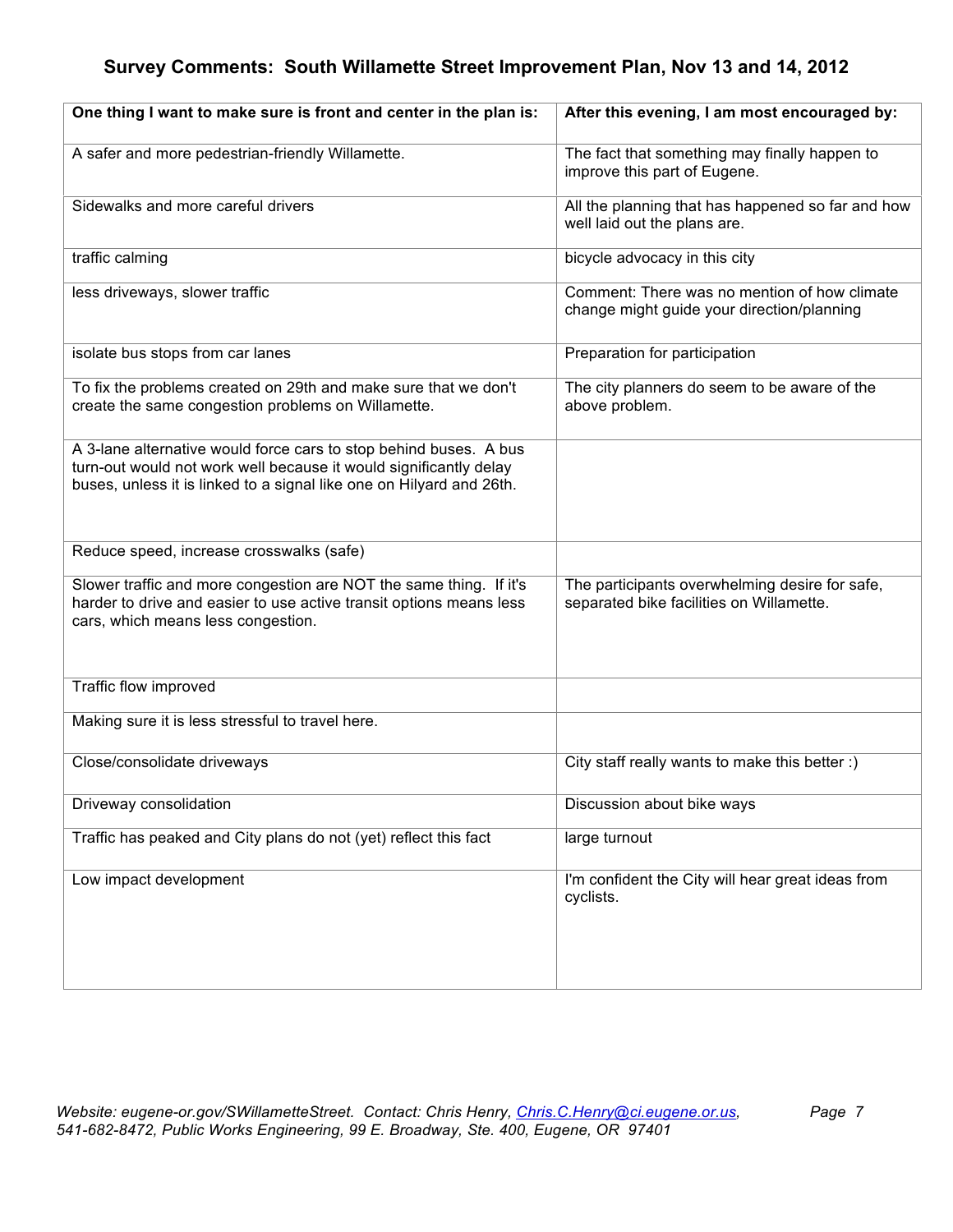# Survey Comments: South Willamette Street Improvement Plan, Nov 13 and 14, 2012

| One thing I want to make sure is front and center in the plan is: | After this evening, I am most encouraged by: |
|---|---|
| A safer and more pedestrian-friendly Willamette. | The fact that something may finally happen to improve this part of Eugene. |
| Sidewalks and more careful drivers | All the planning that has happened so far and how well laid out the plans are. |
| traffic calming | bicycle advocacy in this city |
| less driveways, slower traffic | Comment: There was no mention of how climate change might guide your direction/planning |
| isolate bus stops from car lanes | Preparation for participation |
| To fix the problems created on 29th and make sure that we don't create the same congestion problems on Willamette. | The city planners do seem to be aware of the above problem. |
| A 3-lane alternative would force cars to stop behind buses. A bus turn-out would not work well because it would significantly delay buses, unless it is linked to a signal like one on Hilyard and 26th. | |
| Reduce speed, increase crosswalks (safe) | |
| Slower traffic and more congestion are NOT the same thing. If it's harder to drive and easier to use active transit options means less cars, which means less congestion. | The participants overwhelming desire for safe, separated bike facilities on Willamette. |
| Traffic flow improved | |
| Making sure it is less stressful to travel here. | |
| Close/consolidate driveways | City staff really wants to make this better :) |
| Driveway consolidation | Discussion about bike ways |
| Traffic has peaked and City plans do not (yet) reflect this fact | large turnout |
| Low impact development | I'm confident the City will hear great ideas from cyclists. |

*Website: eugene-or.gov/SWillametteStreet. Contact: Chris Henry, Chris.C.Henry@ci.eugene.or.us, 541-682-8472, Public Works Engineering, 99 E. Broadway, Ste. 400, Eugene, OR 97401*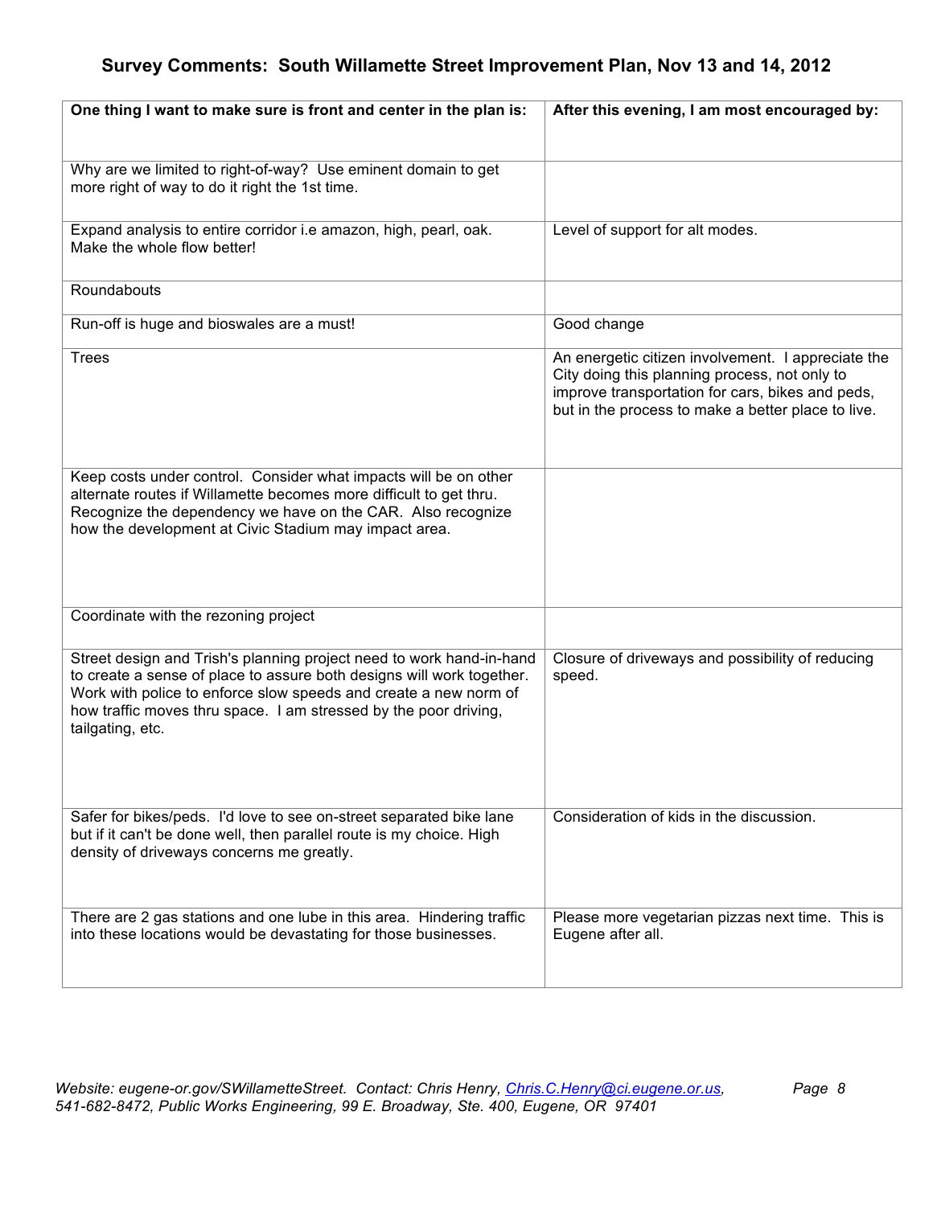# Survey Comments: South Willamette Street Improvement Plan, Nov 13 and 14, 2012

| One thing I want to make sure is front and center in the plan is: | After this evening, I am most encouraged by: |
|---|---|
| Why are we limited to right-of-way? Use eminent domain to get more right of way to do it right the 1st time. | |
| Expand analysis to entire corridor i.e amazon, high, pearl, oak. Make the whole flow better! | Level of support for alt modes. |
| Roundabouts | |
| Run-off is huge and bioswales are a must! | Good change |
| Trees | An energetic citizen involvement. I appreciate the City doing this planning process, not only to improve transportation for cars, bikes and peds, but in the process to make a better place to live. |
| Keep costs under control. Consider what impacts will be on other alternate routes if Willamette becomes more difficult to get thru. Recognize the dependency we have on the CAR. Also recognize how the development at Civic Stadium may impact area. | |
| Coordinate with the rezoning project | |
| Street design and Trish's planning project need to work hand-in-hand to create a sense of place to assure both designs will work together. Work with police to enforce slow speeds and create a new norm of how traffic moves thru space. I am stressed by the poor driving, tailgating, etc. | Closure of driveways and possibility of reducing speed. |
| Safer for bikes/peds. I'd love to see on-street separated bike lane but if it can't be done well, then parallel route is my choice. High density of driveways concerns me greatly. | Consideration of kids in the discussion. |
| There are 2 gas stations and one lube in this area. Hindering traffic into these locations would be devastating for those businesses. | Please more vegetarian pizzas next time. This is Eugene after all. |

*Website: eugene-or.gov/SWillametteStreet. Contact: Chris Henry, Chris.C.Henry@ci.eugene.or.us, 541-682-8472, Public Works Engineering, 99 E. Broadway, Ste. 400, Eugene, OR 97401*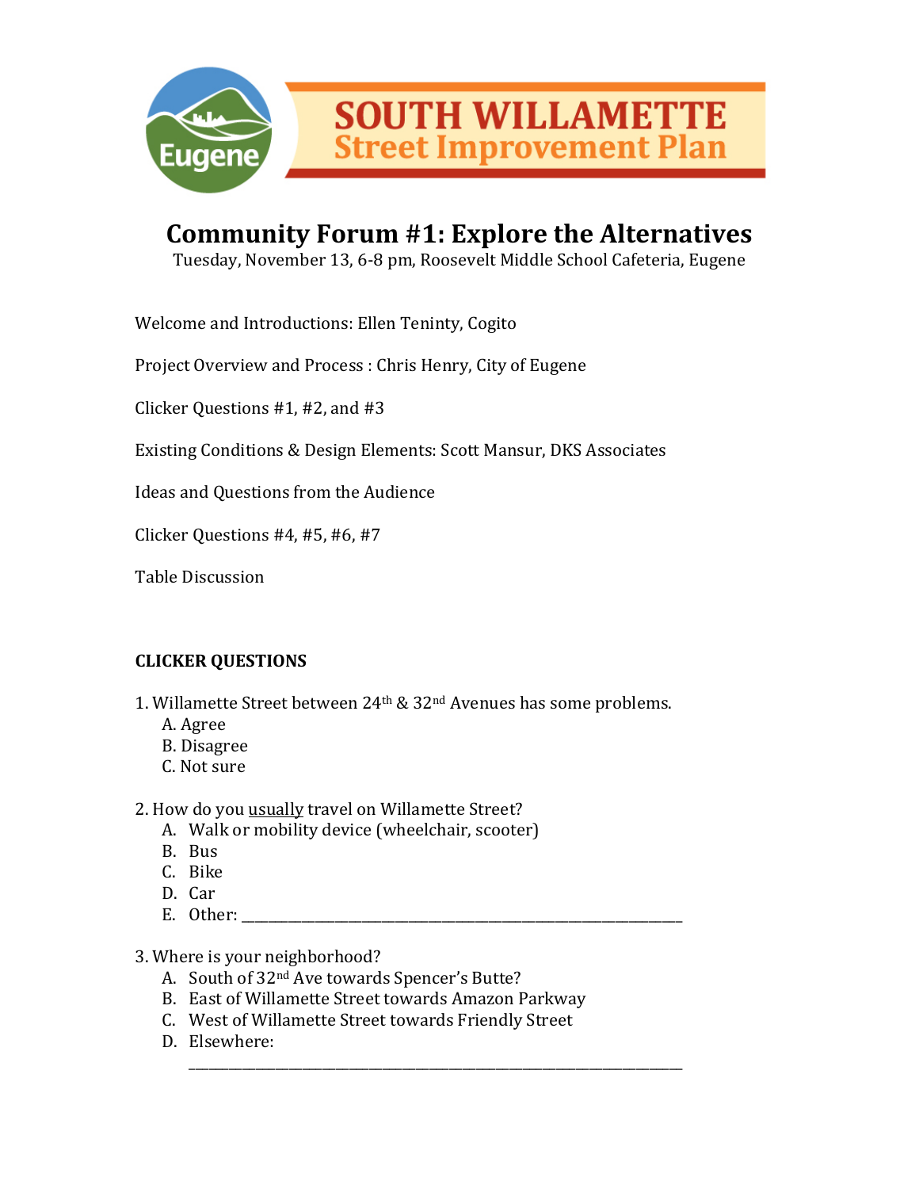# SOUTH WILLAMETTE Street Improvement Plan

## Community Forum #1: Explore the Alternatives

Tuesday, November 13, 6-8 pm, Roosevelt Middle School Cafeteria, Eugene

Welcome and Introductions: Ellen Teninty, Cogito

Project Overview and Process : Chris Henry, City of Eugene

Clicker Questions #1, #2, and #3

Existing Conditions & Design Elements: Scott Mansur, DKS Associates

Ideas and Questions from the Audience

Clicker Questions #4, #5, #6, #7

Table Discussion

**CLICKER QUESTIONS**

1. Willamette Street between 24th & 32nd Avenues has some problems.
   A. Agree
   B. Disagree
   C. Not sure

2. How do you usually travel on Willamette Street?
   A. Walk or mobility device (wheelchair, scooter)
   B. Bus
   C. Bike
   D. Car
   E. Other: ______________________________

3. Where is your neighborhood?
   A. South of 32nd Ave towards Spencer's Butte?
   B. East of Willamette Street towards Amazon Parkway
   C. West of Willamette Street towards Friendly Street
   D. Elsewhere: ______________________________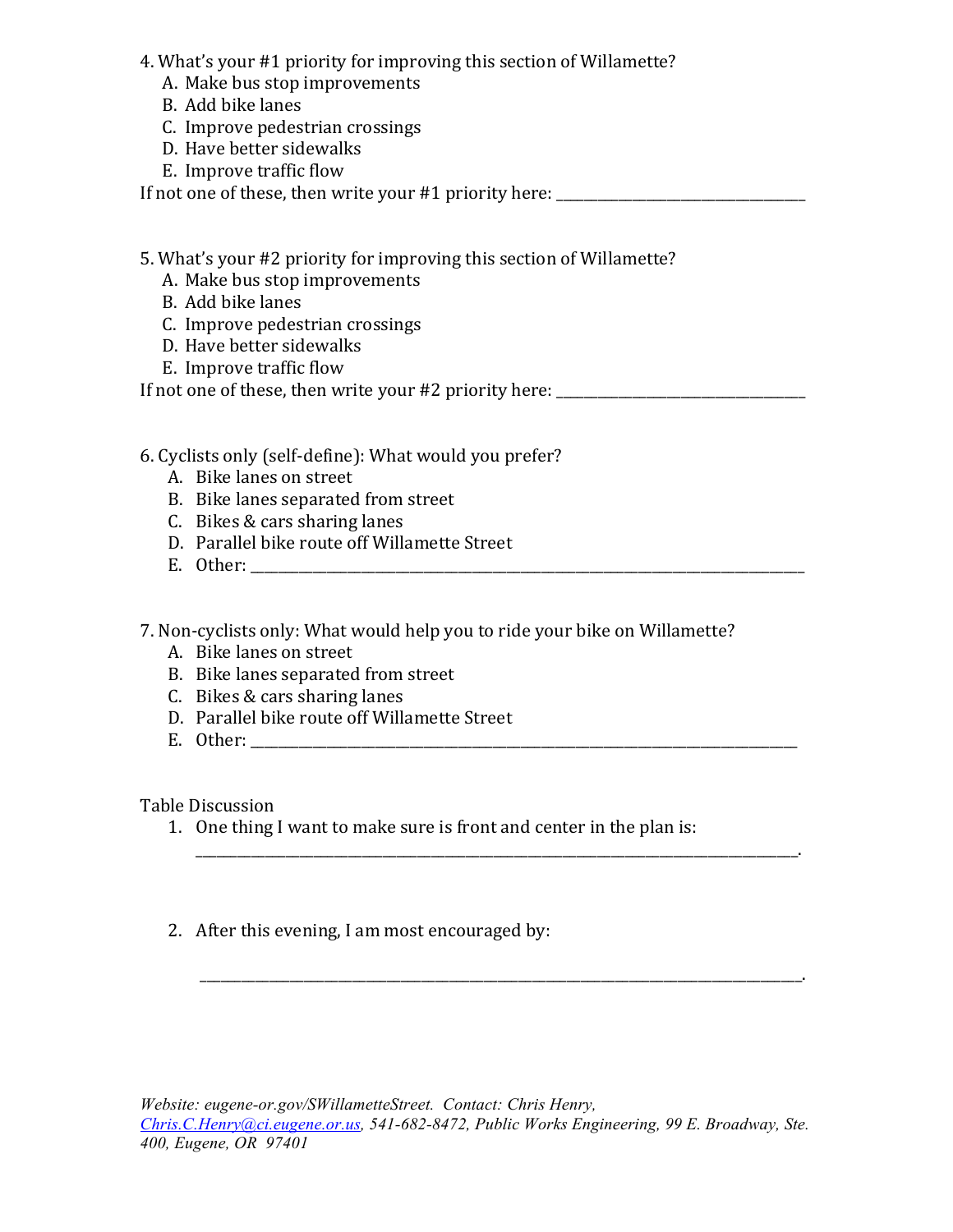4. What's your #1 priority for improving this section of Willamette?
   A. Make bus stop improvements
   B. Add bike lanes
   C. Improve pedestrian crossings
   D. Have better sidewalks
   E. Improve traffic flow

If not one of these, then write your #1 priority here: ___________________________________

5. What's your #2 priority for improving this section of Willamette?
   A. Make bus stop improvements
   B. Add bike lanes
   C. Improve pedestrian crossings
   D. Have better sidewalks
   E. Improve traffic flow

If not one of these, then write your #2 priority here: ___________________________________

6. Cyclists only (self-define): What would you prefer?
   A. Bike lanes on street
   B. Bike lanes separated from street
   C. Bikes & cars sharing lanes
   D. Parallel bike route off Willamette Street
   E. Other: ___________________________________________________________________________

7. Non-cyclists only: What would help you to ride your bike on Willamette?
   A. Bike lanes on street
   B. Bike lanes separated from street
   C. Bikes & cars sharing lanes
   D. Parallel bike route off Willamette Street
   E. Other: ___________________________________________________________________________

Table Discussion

1. One thing I want to make sure is front and center in the plan is:

   _________________________________________________________________________________.

2. After this evening, I am most encouraged by:

   _________________________________________________________________________________.

*Website: eugene-or.gov/SWillametteStreet. Contact: Chris Henry, Chris.C.Henry@ci.eugene.or.us, 541-682-8472, Public Works Engineering, 99 E. Broadway, Ste. 400, Eugene, OR 97401*